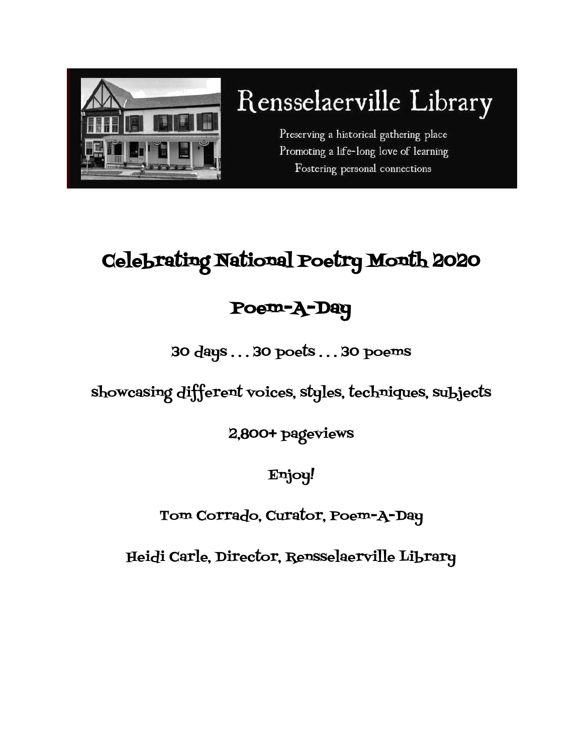# Rensselaerville Library

Preserving a historical gathering place
Promoting a life-long love of learning
Fostering personal connections

## Celebrating National Poetry Month 2020

## Poem-A-Day

30 days . . . 30 poets . . . 30 poems

showcasing different voices, styles, techniques, subjects

2,800+ pageviews

Enjoy!

Tom Corrado, Curator, Poem-A-Day

Heidi Carle, Director, Rensselaerville Library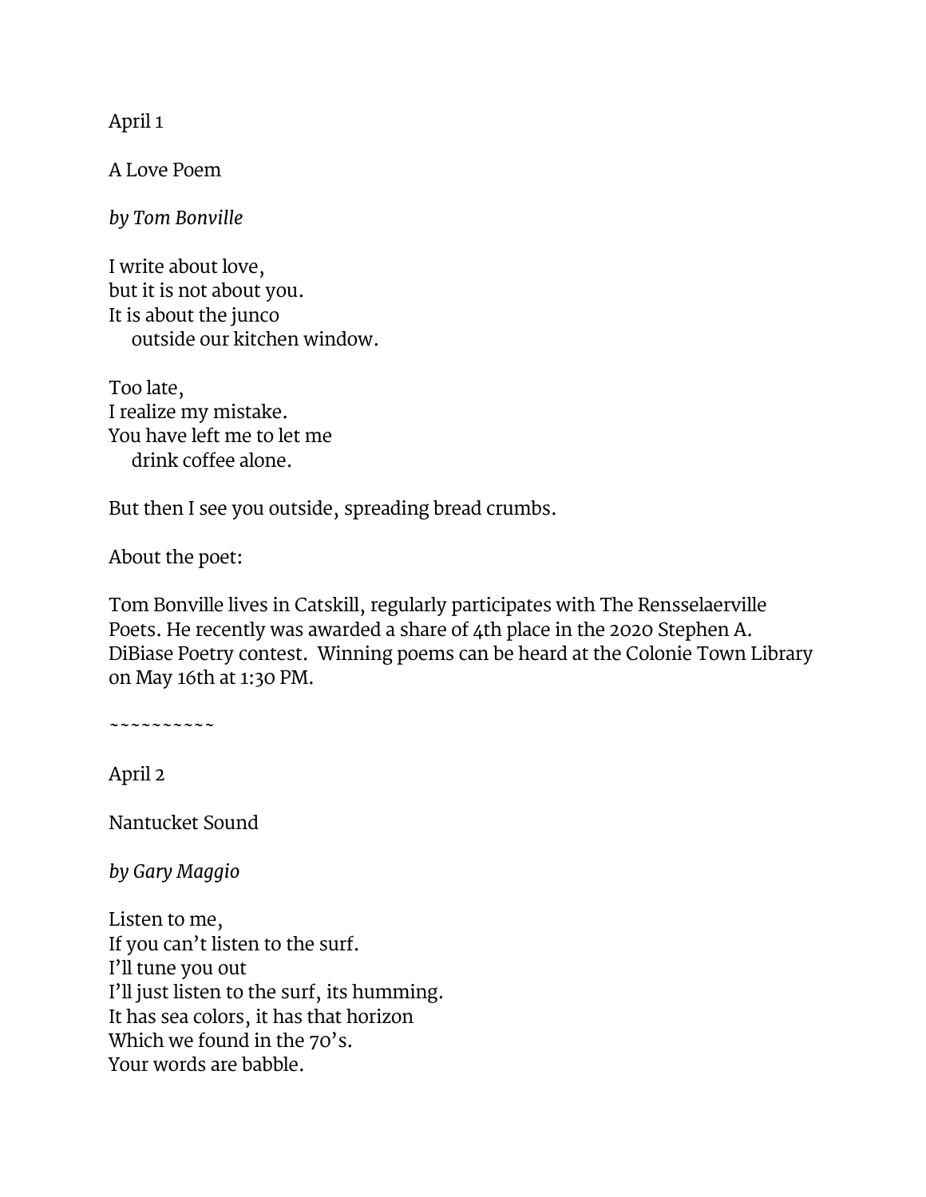April 1

A Love Poem

*by Tom Bonville*

I write about love,  
but it is not about you.  
It is about the junco  
    outside our kitchen window.

Too late,  
I realize my mistake.  
You have left me to let me  
    drink coffee alone.

But then I see you outside, spreading bread crumbs.

About the poet:

Tom Bonville lives in Catskill, regularly participates with The Rensselaerville Poets. He recently was awarded a share of 4th place in the 2020 Stephen A. DiBiase Poetry contest. Winning poems can be heard at the Colonie Town Library on May 16th at 1:30 PM.

~~~~~~~~~~

April 2

Nantucket Sound

*by Gary Maggio*

Listen to me,  
If you can't listen to the surf.  
I'll tune you out  
I'll just listen to the surf, its humming.  
It has sea colors, it has that horizon  
Which we found in the 70's.  
Your words are babble.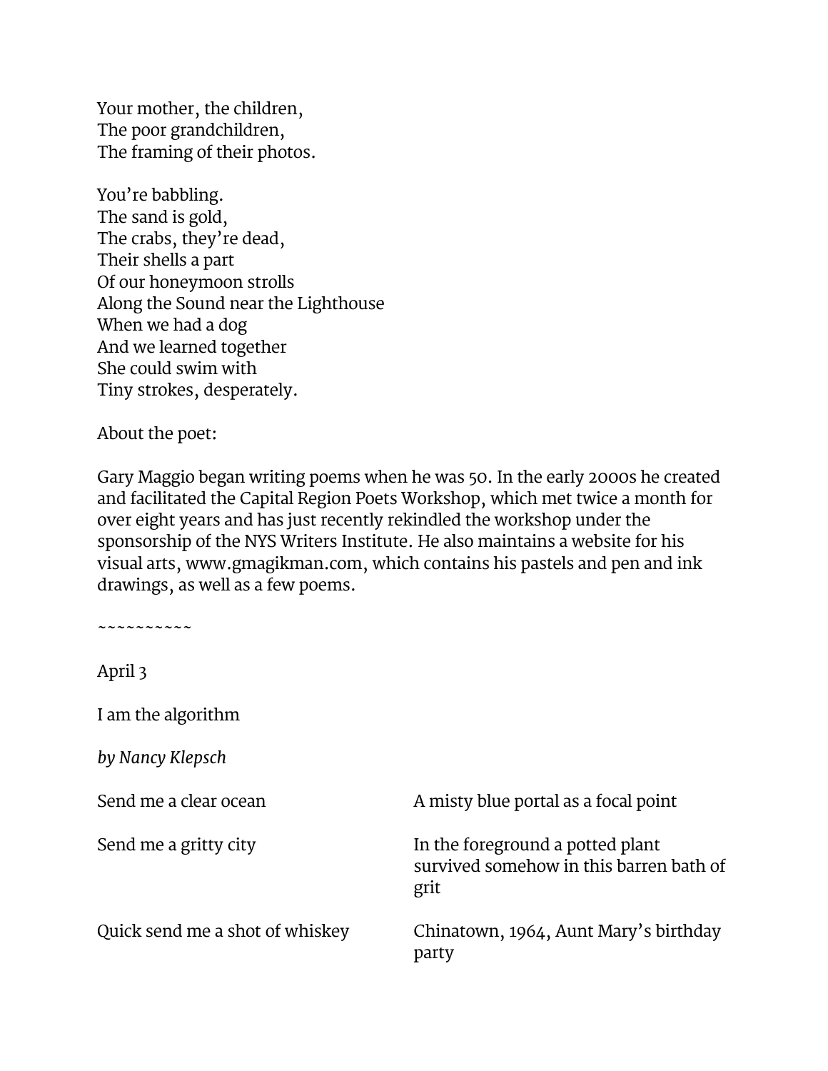Your mother, the children,  
The poor grandchildren,  
The framing of their photos.

You're babbling.  
The sand is gold,  
The crabs, they're dead,  
Their shells a part  
Of our honeymoon strolls  
Along the Sound near the Lighthouse  
When we had a dog  
And we learned together  
She could swim with  
Tiny strokes, desperately.

About the poet:

Gary Maggio began writing poems when he was 50. In the early 2000s he created and facilitated the Capital Region Poets Workshop, which met twice a month for over eight years and has just recently rekindled the workshop under the sponsorship of the NYS Writers Institute. He also maintains a website for his visual arts, www.gmagikman.com, which contains his pastels and pen and ink drawings, as well as a few poems.

~~~~~~~~~~~

April 3

I am the algorithm

*by Nancy Klepsch*

| | |
|---|---|
| Send me a clear ocean | A misty blue portal as a focal point |
| Send me a gritty city | In the foreground a potted plant survived somehow in this barren bath of grit |
| Quick send me a shot of whiskey | Chinatown, 1964, Aunt Mary's birthday party |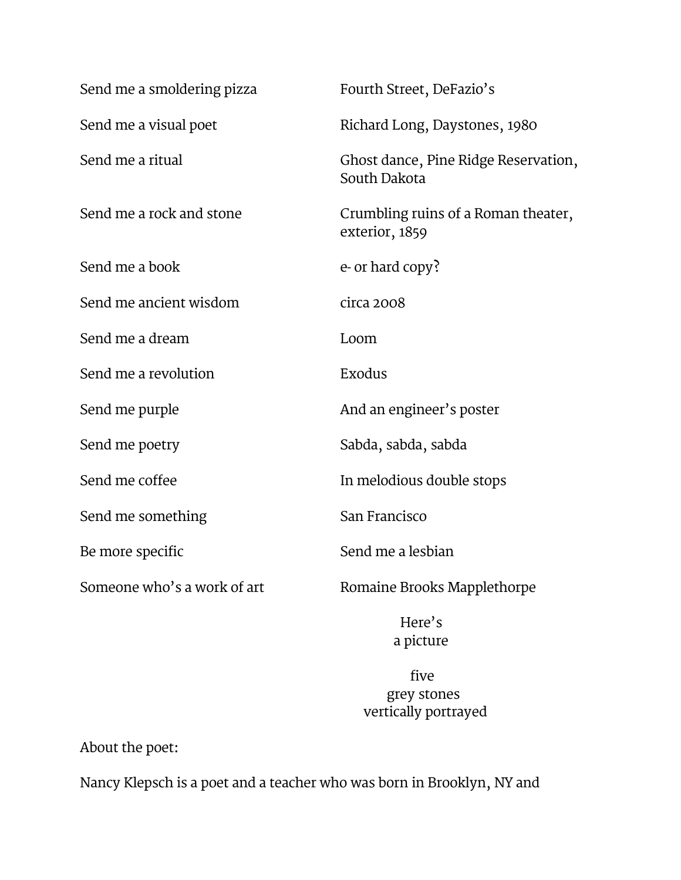Send me a smoldering pizza — Fourth Street, DeFazio's

Send me a visual poet — Richard Long, Daystones, 1980

Send me a ritual — Ghost dance, Pine Ridge Reservation, South Dakota

Send me a rock and stone — Crumbling ruins of a Roman theater, exterior, 1859

Send me a book — e- or hard copy?

Send me ancient wisdom — circa 2008

Send me a dream — Loom

Send me a revolution — Exodus

Send me purple — And an engineer's poster

Send me poetry — Sabda, sabda, sabda

Send me coffee — In melodious double stops

Send me something — San Francisco

Be more specific — Send me a lesbian

Someone who's a work of art — Romaine Brooks Mapplethorpe

Here's
a picture

five
grey stones
vertically portrayed

About the poet:

Nancy Klepsch is a poet and a teacher who was born in Brooklyn, NY and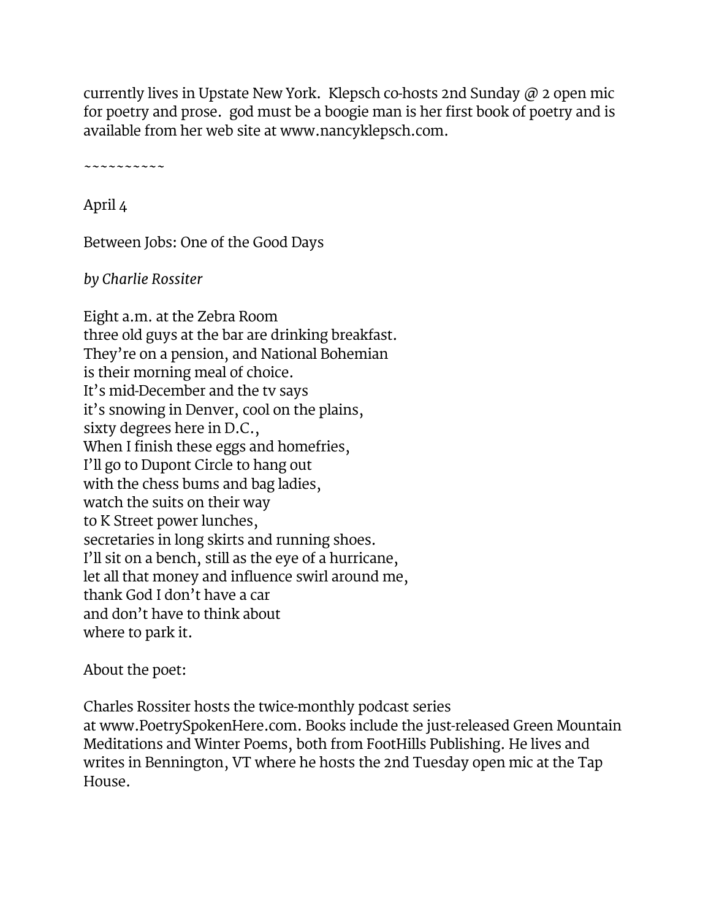currently lives in Upstate New York.  Klepsch co-hosts 2nd Sunday @ 2 open mic for poetry and prose.  god must be a boogie man is her first book of poetry and is available from her web site at www.nancyklepsch.com.

~~~~~~~~~~~

April 4

Between Jobs: One of the Good Days

*by Charlie Rossiter*

Eight a.m. at the Zebra Room  
three old guys at the bar are drinking breakfast.  
They're on a pension, and National Bohemian  
is their morning meal of choice.  
It's mid-December and the tv says  
it's snowing in Denver, cool on the plains,  
sixty degrees here in D.C.,  
When I finish these eggs and homefries,  
I'll go to Dupont Circle to hang out  
with the chess bums and bag ladies,  
watch the suits on their way  
to K Street power lunches,  
secretaries in long skirts and running shoes.  
I'll sit on a bench, still as the eye of a hurricane,  
let all that money and influence swirl around me,  
thank God I don't have a car  
and don't have to think about  
where to park it.

About the poet:

Charles Rossiter hosts the twice-monthly podcast series at www.PoetrySpokenHere.com. Books include the just-released Green Mountain Meditations and Winter Poems, both from FootHills Publishing. He lives and writes in Bennington, VT where he hosts the 2nd Tuesday open mic at the Tap House.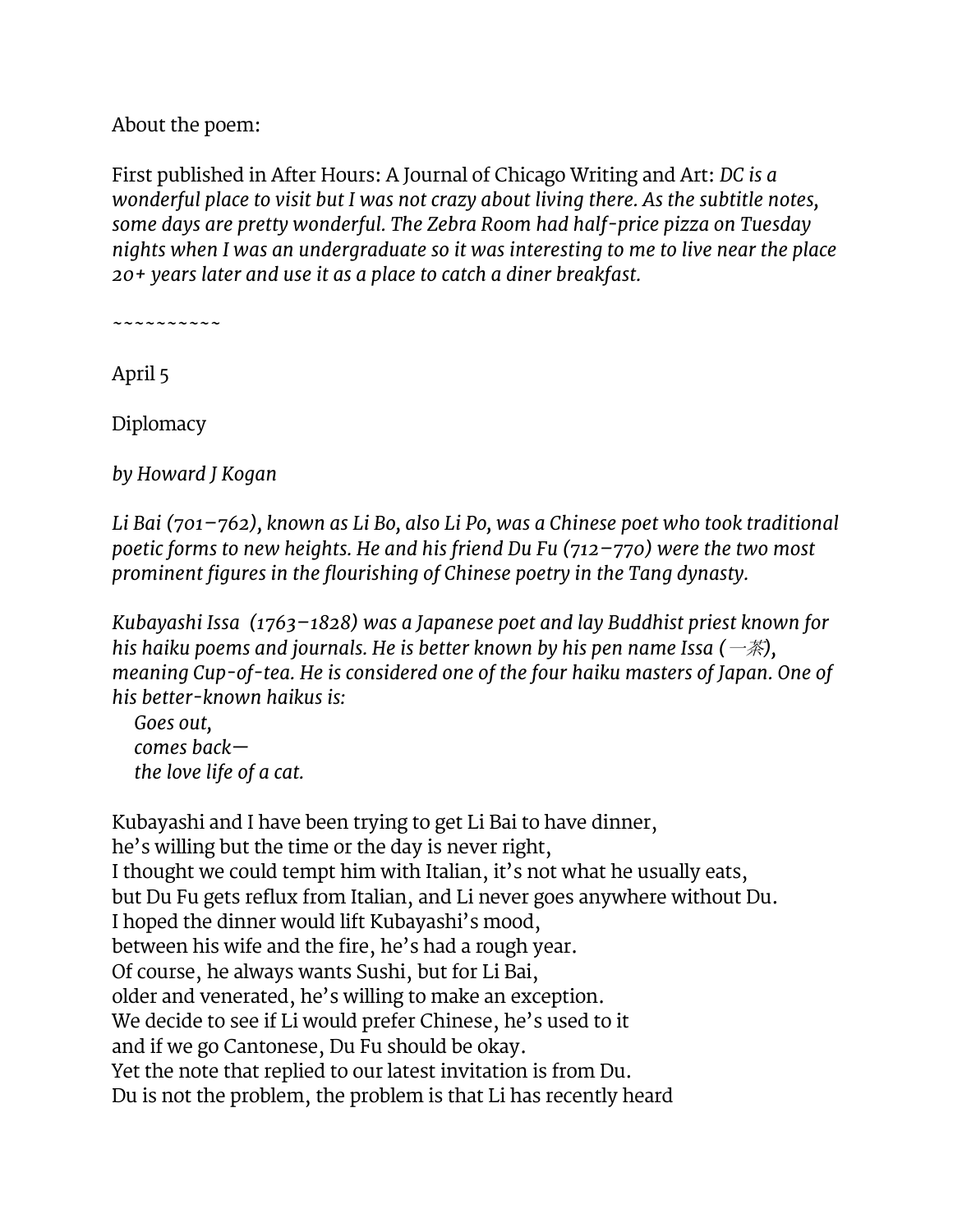About the poem:

First published in After Hours: A Journal of Chicago Writing and Art: *DC is a wonderful place to visit but I was not crazy about living there. As the subtitle notes, some days are pretty wonderful. The Zebra Room had half-price pizza on Tuesday nights when I was an undergraduate so it was interesting to me to live near the place 20+ years later and use it as a place to catch a diner breakfast.*

~~~~~~~~~~~

April 5

Diplomacy

*by Howard J Kogan*

*Li Bai (701–762), known as Li Bo, also Li Po, was a Chinese poet who took traditional poetic forms to new heights. He and his friend Du Fu (712–770) were the two most prominent figures in the flourishing of Chinese poetry in the Tang dynasty.*

*Kubayashi Issa (1763–1828) was a Japanese poet and lay Buddhist priest known for his haiku poems and journals. He is better known by his pen name Issa (一茶), meaning Cup-of-tea. He is considered one of the four haiku masters of Japan. One of his better-known haikus is:*

*Goes out,*
*comes back—*
*the love life of a cat.*

Kubayashi and I have been trying to get Li Bai to have dinner,
he's willing but the time or the day is never right,
I thought we could tempt him with Italian, it's not what he usually eats,
but Du Fu gets reflux from Italian, and Li never goes anywhere without Du.
I hoped the dinner would lift Kubayashi's mood,
between his wife and the fire, he's had a rough year.
Of course, he always wants Sushi, but for Li Bai,
older and venerated, he's willing to make an exception.
We decide to see if Li would prefer Chinese, he's used to it
and if we go Cantonese, Du Fu should be okay.
Yet the note that replied to our latest invitation is from Du.
Du is not the problem, the problem is that Li has recently heard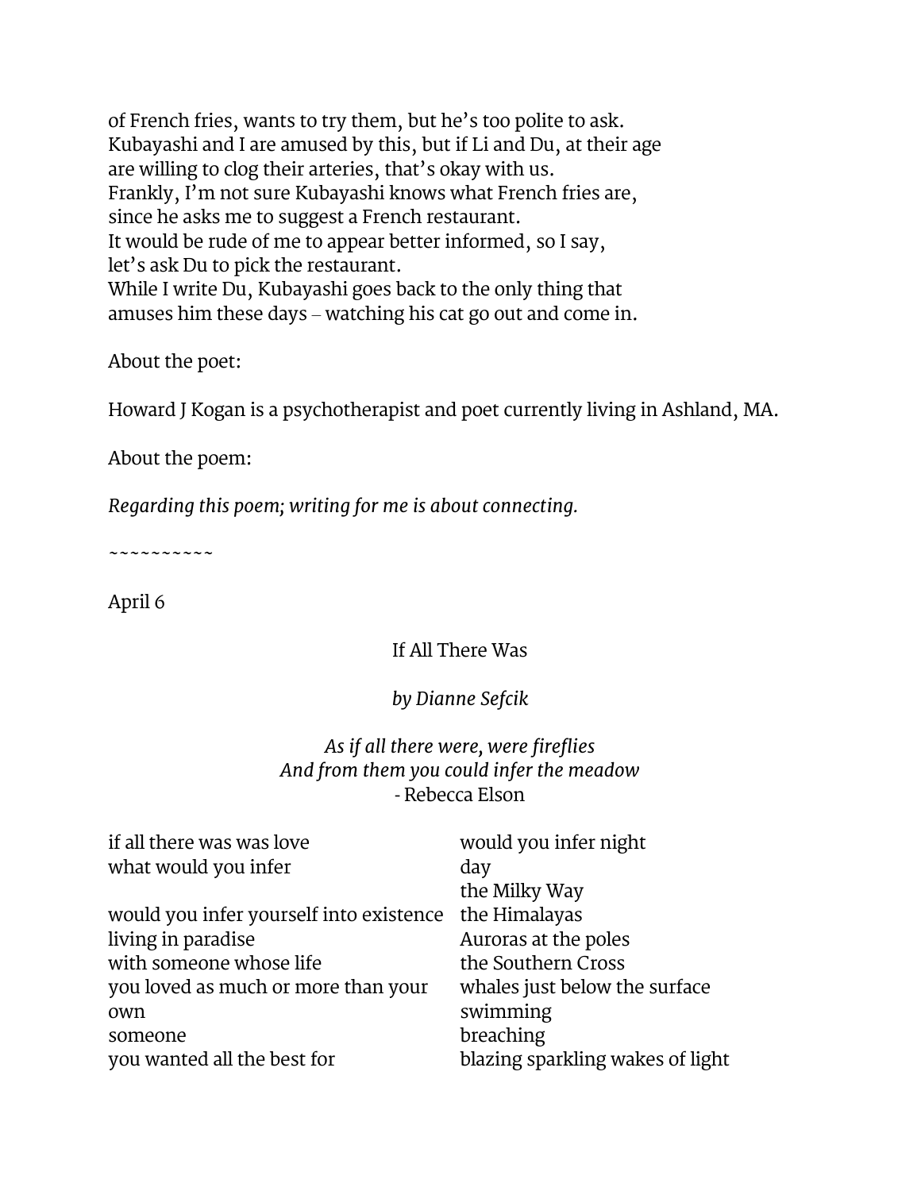of French fries, wants to try them, but he's too polite to ask.
Kubayashi and I are amused by this, but if Li and Du, at their age
are willing to clog their arteries, that's okay with us.
Frankly, I'm not sure Kubayashi knows what French fries are,
since he asks me to suggest a French restaurant.
It would be rude of me to appear better informed, so I say,
let's ask Du to pick the restaurant.
While I write Du, Kubayashi goes back to the only thing that
amuses him these days – watching his cat go out and come in.

About the poet:

Howard J Kogan is a psychotherapist and poet currently living in Ashland, MA.

About the poem:

*Regarding this poem; writing for me is about connecting.*

~~~~~~~~~~

April 6

## If All There Was

*by Dianne Sefcik*

*As if all there were, were fireflies*
*And from them you could infer the meadow*
- Rebecca Elson

if all there was was love
what would you infer

would you infer yourself into existence
living in paradise
with someone whose life
you loved as much or more than your
own
someone
you wanted all the best for

would you infer night
day
the Milky Way
the Himalayas
Auroras at the poles
the Southern Cross
whales just below the surface
swimming
breaching
blazing sparkling wakes of light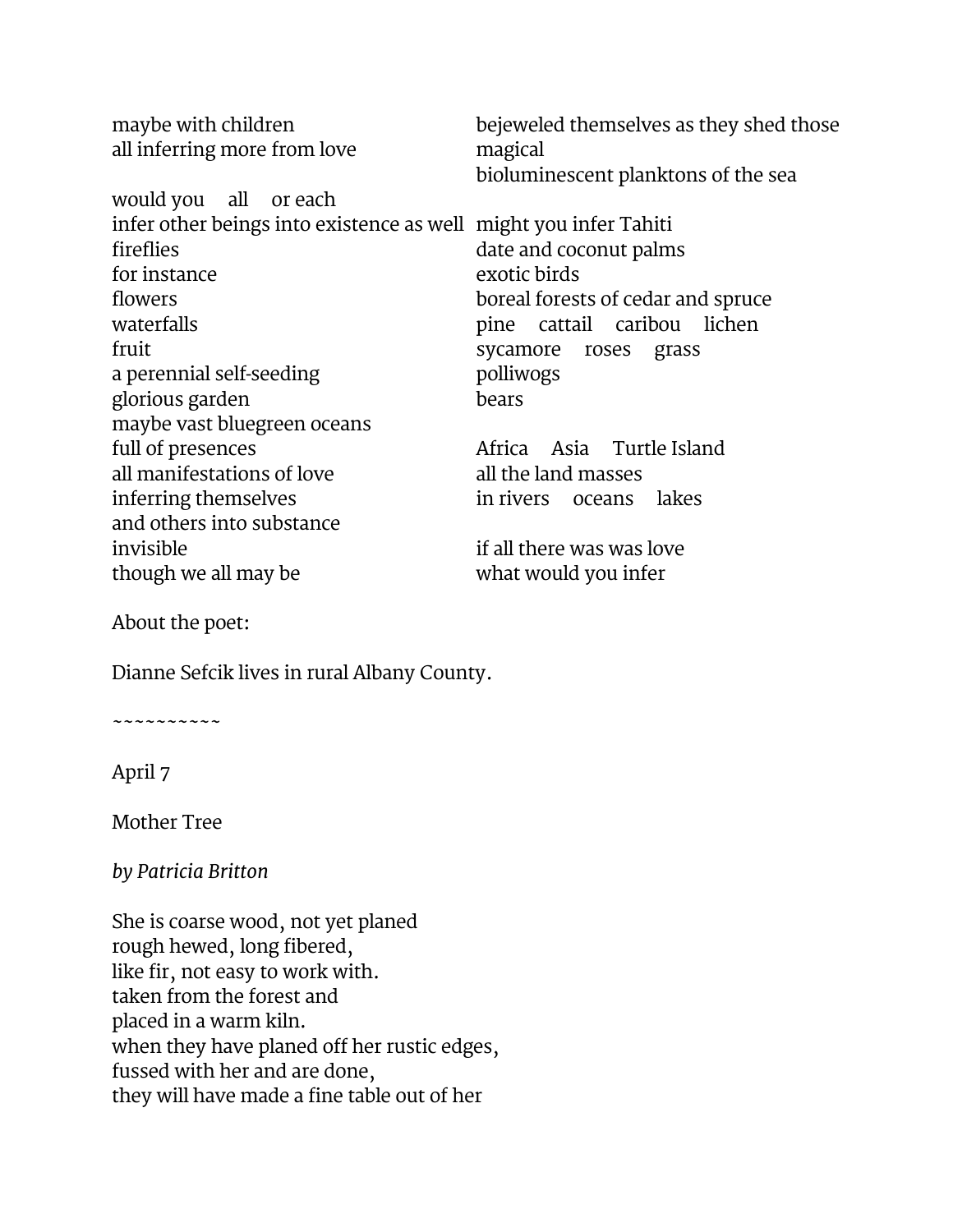maybe with children
all inferring more from love

would you   all   or each
infer other beings into existence as well
fireflies
for instance
flowers
waterfalls
fruit
a perennial self-seeding
glorious garden
maybe vast bluegreen oceans
full of presences
all manifestations of love
inferring themselves
and others into substance
invisible
though we all may be

bejeweled themselves as they shed those
magical
bioluminescent planktons of the sea

might you infer Tahiti
date and coconut palms
exotic birds
boreal forests of cedar and spruce
pine   cattail   caribou   lichen
sycamore   roses   grass
polliwogs
bears

Africa   Asia   Turtle Island
all the land masses
in rivers   oceans   lakes

if all there was was love
what would you infer

About the poet:

Dianne Sefcik lives in rural Albany County.

~~~~~~~~~~~

April 7

Mother Tree

*by Patricia Britton*

She is coarse wood, not yet planed
rough hewed, long fibered,
like fir, not easy to work with.
taken from the forest and
placed in a warm kiln.
when they have planed off her rustic edges,
fussed with her and are done,
they will have made a fine table out of her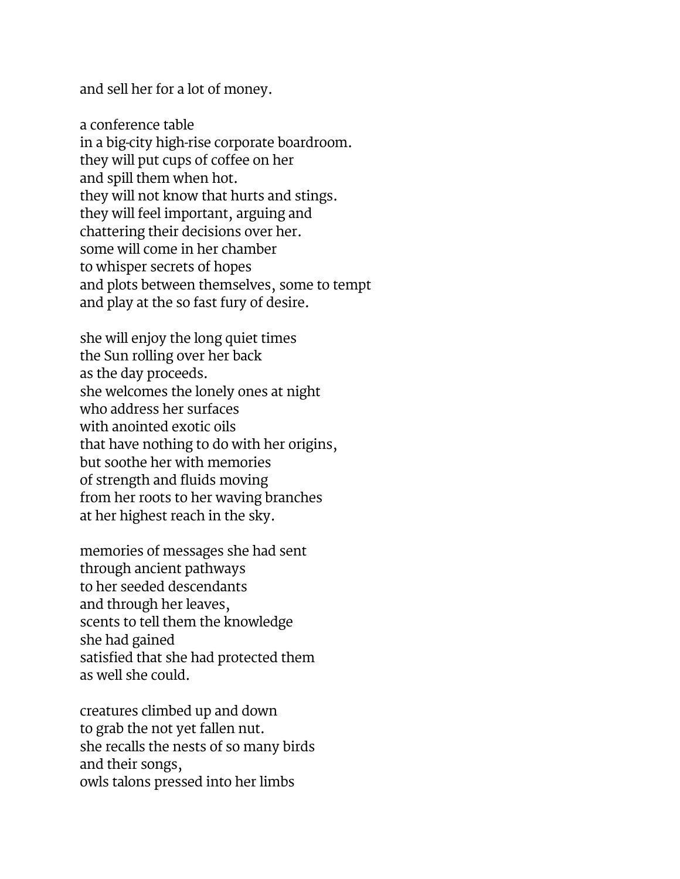and sell her for a lot of money.

a conference table  
in a big-city high-rise corporate boardroom.  
they will put cups of coffee on her  
and spill them when hot.  
they will not know that hurts and stings.  
they will feel important, arguing and  
chattering their decisions over her.  
some will come in her chamber  
to whisper secrets of hopes  
and plots between themselves, some to tempt  
and play at the so fast fury of desire.

she will enjoy the long quiet times  
the Sun rolling over her back  
as the day proceeds.  
she welcomes the lonely ones at night  
who address her surfaces  
with anointed exotic oils  
that have nothing to do with her origins,  
but soothe her with memories  
of strength and fluids moving  
from her roots to her waving branches  
at her highest reach in the sky.

memories of messages she had sent  
through ancient pathways  
to her seeded descendants  
and through her leaves,  
scents to tell them the knowledge  
she had gained  
satisfied that she had protected them  
as well she could.

creatures climbed up and down  
to grab the not yet fallen nut.  
she recalls the nests of so many birds  
and their songs,  
owls talons pressed into her limbs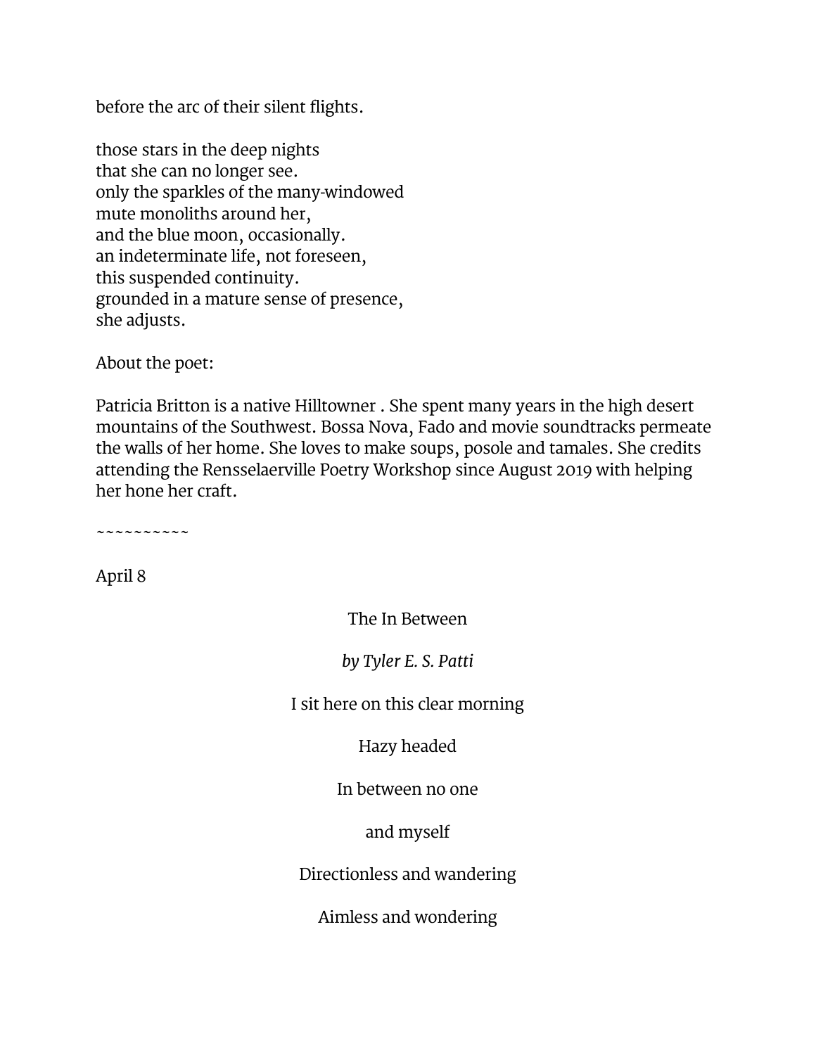before the arc of their silent flights.

those stars in the deep nights  
that she can no longer see.  
only the sparkles of the many-windowed  
mute monoliths around her,  
and the blue moon, occasionally.  
an indeterminate life, not foreseen,  
this suspended continuity.  
grounded in a mature sense of presence,  
she adjusts.

About the poet:

Patricia Britton is a native Hilltowner . She spent many years in the high desert mountains of the Southwest. Bossa Nova, Fado and movie soundtracks permeate the walls of her home. She loves to make soups, posole and tamales. She credits attending the Rensselaerville Poetry Workshop since August 2019 with helping her hone her craft.

~~~~~~~~~~~

April 8

The In Between

*by Tyler E. S. Patti*

I sit here on this clear morning

Hazy headed

In between no one

and myself

Directionless and wandering

Aimless and wondering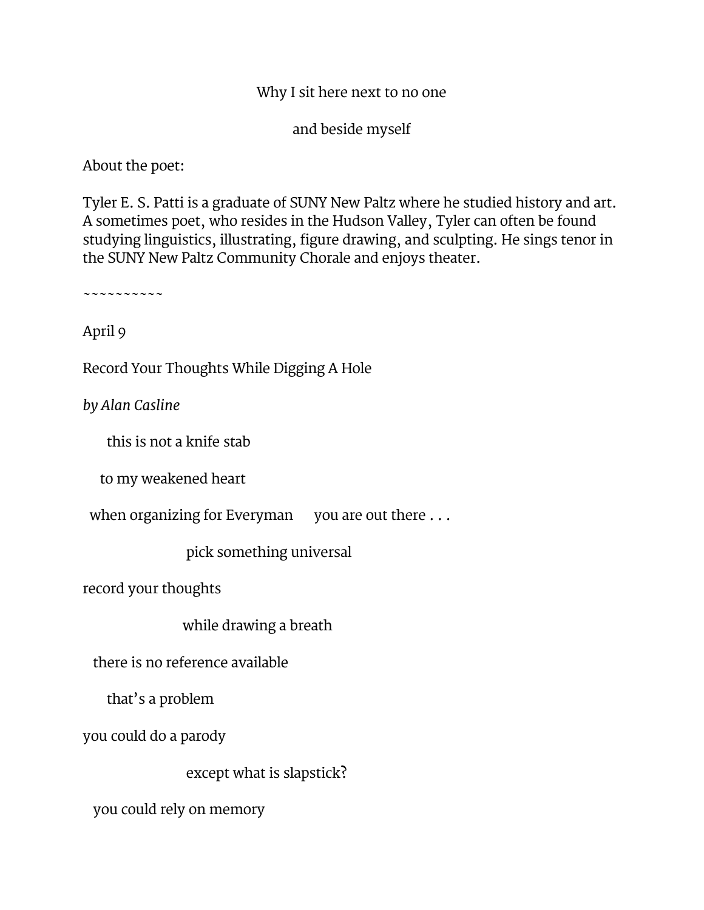Why I sit here next to no one

and beside myself

About the poet:

Tyler E. S. Patti is a graduate of SUNY New Paltz where he studied history and art. A sometimes poet, who resides in the Hudson Valley, Tyler can often be found studying linguistics, illustrating, figure drawing, and sculpting. He sings tenor in the SUNY New Paltz Community Chorale and enjoys theater.

~~~~~~~~~~~

April 9

Record Your Thoughts While Digging A Hole

*by Alan Casline*

this is not a knife stab

to my weakened heart

when organizing for Everyman      you are out there . . .

pick something universal

record your thoughts

while drawing a breath

there is no reference available

that's a problem

you could do a parody

except what is slapstick?

you could rely on memory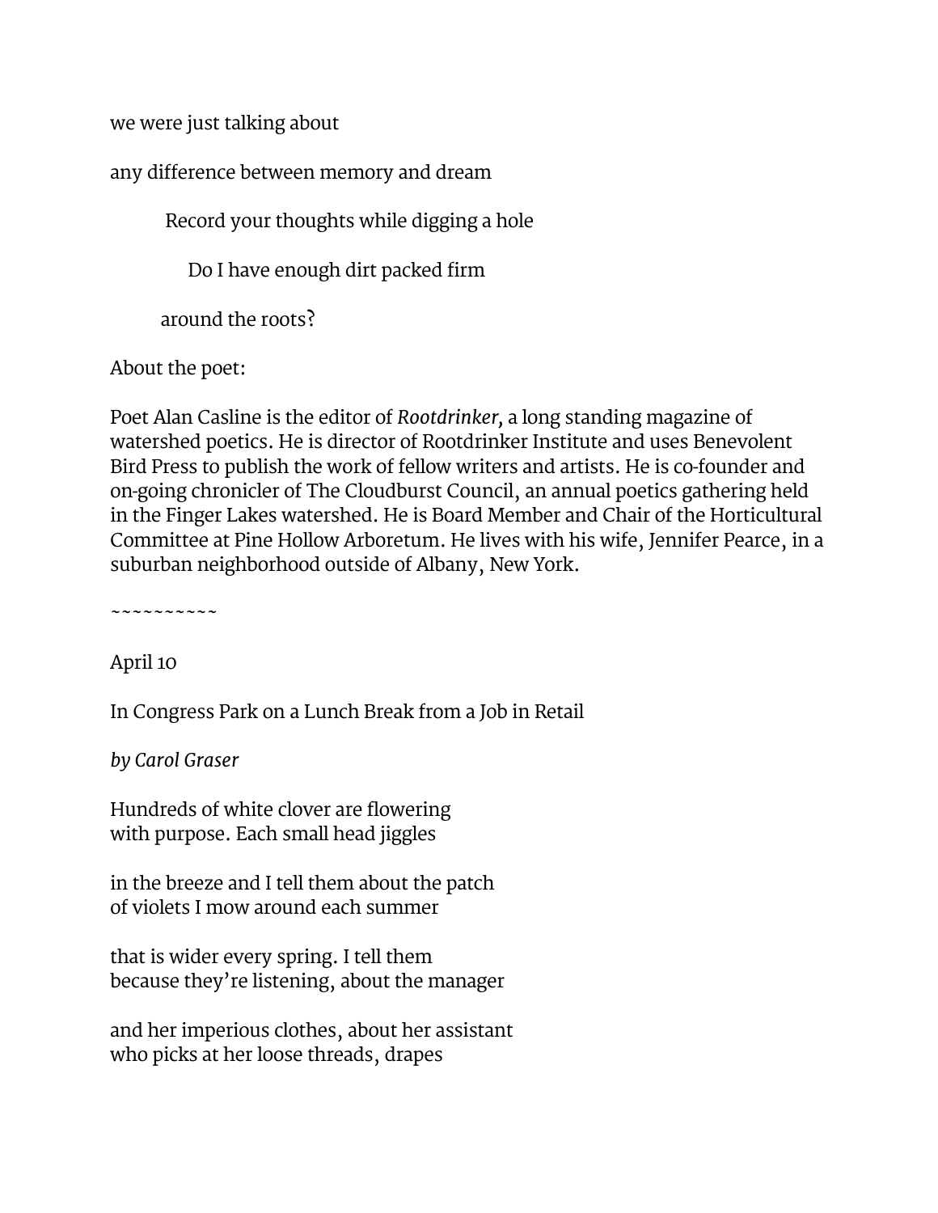we were just talking about

any difference between memory and dream

Record your thoughts while digging a hole

Do I have enough dirt packed firm

around the roots?

About the poet:

Poet Alan Casline is the editor of *Rootdrinker,* a long standing magazine of watershed poetics. He is director of Rootdrinker Institute and uses Benevolent Bird Press to publish the work of fellow writers and artists. He is co-founder and on-going chronicler of The Cloudburst Council, an annual poetics gathering held in the Finger Lakes watershed. He is Board Member and Chair of the Horticultural Committee at Pine Hollow Arboretum. He lives with his wife, Jennifer Pearce, in a suburban neighborhood outside of Albany, New York.

~~~~~~~~~~

April 10

In Congress Park on a Lunch Break from a Job in Retail

*by Carol Graser*

Hundreds of white clover are flowering  
with purpose. Each small head jiggles

in the breeze and I tell them about the patch  
of violets I mow around each summer

that is wider every spring. I tell them  
because they're listening, about the manager

and her imperious clothes, about her assistant  
who picks at her loose threads, drapes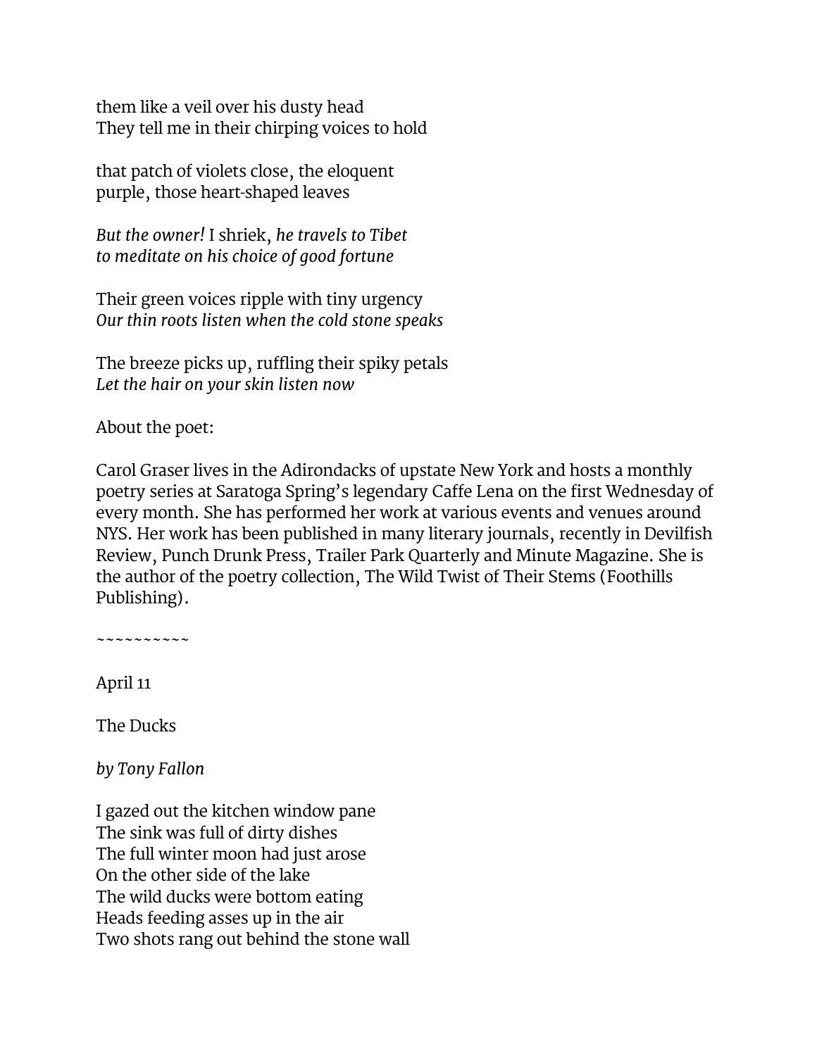them like a veil over his dusty head
They tell me in their chirping voices to hold

that patch of violets close, the eloquent
purple, those heart-shaped leaves

*But the owner!* I shriek, *he travels to Tibet*
*to meditate on his choice of good fortune*

Their green voices ripple with tiny urgency
*Our thin roots listen when the cold stone speaks*

The breeze picks up, ruffling their spiky petals
*Let the hair on your skin listen now*

About the poet:

Carol Graser lives in the Adirondacks of upstate New York and hosts a monthly poetry series at Saratoga Spring's legendary Caffe Lena on the first Wednesday of every month. She has performed her work at various events and venues around NYS. Her work has been published in many literary journals, recently in Devilfish Review, Punch Drunk Press, Trailer Park Quarterly and Minute Magazine. She is the author of the poetry collection, The Wild Twist of Their Stems (Foothills Publishing).

~~~~~~~~~~

April 11

The Ducks

*by Tony Fallon*

I gazed out the kitchen window pane
The sink was full of dirty dishes
The full winter moon had just arose
On the other side of the lake
The wild ducks were bottom eating
Heads feeding asses up in the air
Two shots rang out behind the stone wall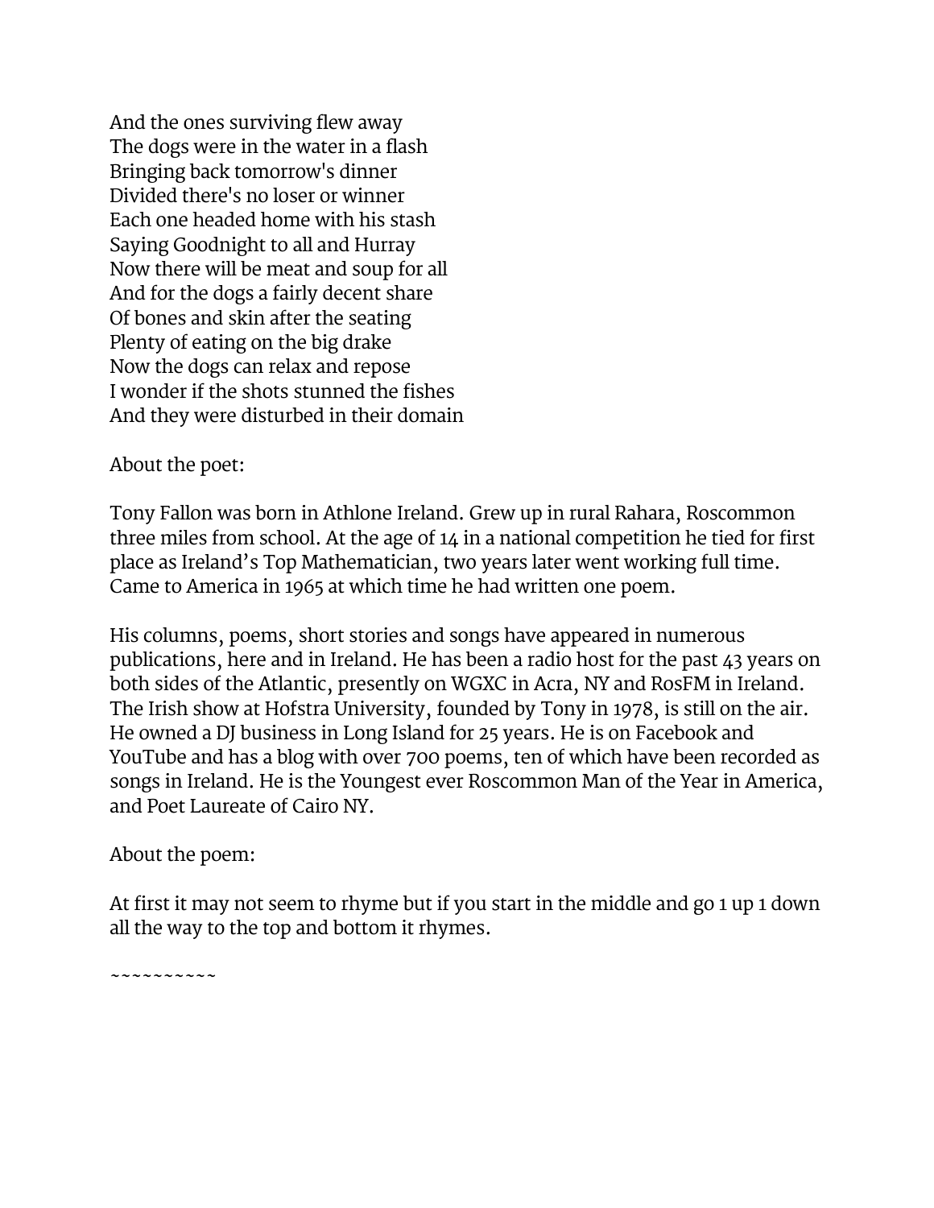And the ones surviving flew away  
The dogs were in the water in a flash  
Bringing back tomorrow's dinner  
Divided there's no loser or winner  
Each one headed home with his stash  
Saying Goodnight to all and Hurray  
Now there will be meat and soup for all  
And for the dogs a fairly decent share  
Of bones and skin after the seating  
Plenty of eating on the big drake  
Now the dogs can relax and repose  
I wonder if the shots stunned the fishes  
And they were disturbed in their domain

About the poet:

Tony Fallon was born in Athlone Ireland. Grew up in rural Rahara, Roscommon three miles from school. At the age of 14 in a national competition he tied for first place as Ireland's Top Mathematician, two years later went working full time. Came to America in 1965 at which time he had written one poem.

His columns, poems, short stories and songs have appeared in numerous publications, here and in Ireland. He has been a radio host for the past 43 years on both sides of the Atlantic, presently on WGXC in Acra, NY and RosFM in Ireland. The Irish show at Hofstra University, founded by Tony in 1978, is still on the air. He owned a DJ business in Long Island for 25 years. He is on Facebook and YouTube and has a blog with over 700 poems, ten of which have been recorded as songs in Ireland. He is the Youngest ever Roscommon Man of the Year in America, and Poet Laureate of Cairo NY.

About the poem:

At first it may not seem to rhyme but if you start in the middle and go 1 up 1 down all the way to the top and bottom it rhymes.

~~~~~~~~~~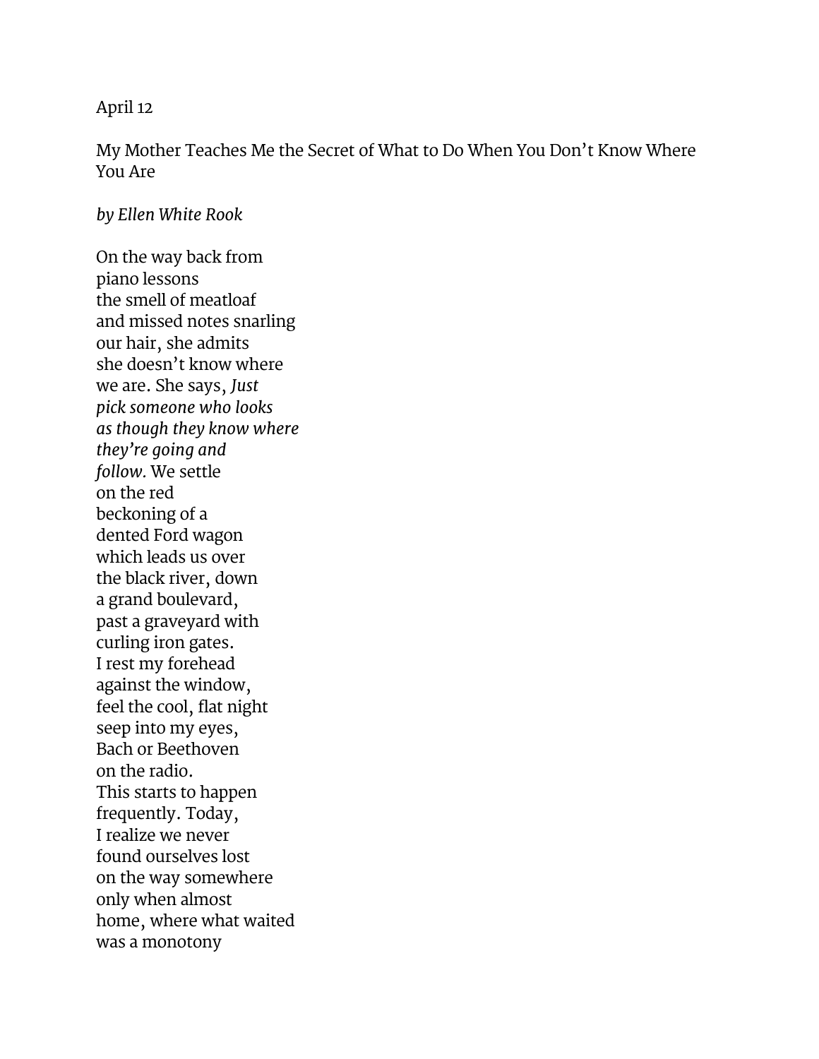April 12

## My Mother Teaches Me the Secret of What to Do When You Don't Know Where You Are

*by Ellen White Rook*

On the way back from  
piano lessons  
the smell of meatloaf  
and missed notes snarling  
our hair, she admits  
she doesn't know where  
we are. She says, *Just*  
*pick someone who looks*  
*as though they know where*  
*they're going and*  
*follow.* We settle  
on the red  
beckoning of a  
dented Ford wagon  
which leads us over  
the black river, down  
a grand boulevard,  
past a graveyard with  
curling iron gates.  
I rest my forehead  
against the window,  
feel the cool, flat night  
seep into my eyes,  
Bach or Beethoven  
on the radio.  
This starts to happen  
frequently. Today,  
I realize we never  
found ourselves lost  
on the way somewhere  
only when almost  
home, where what waited  
was a monotony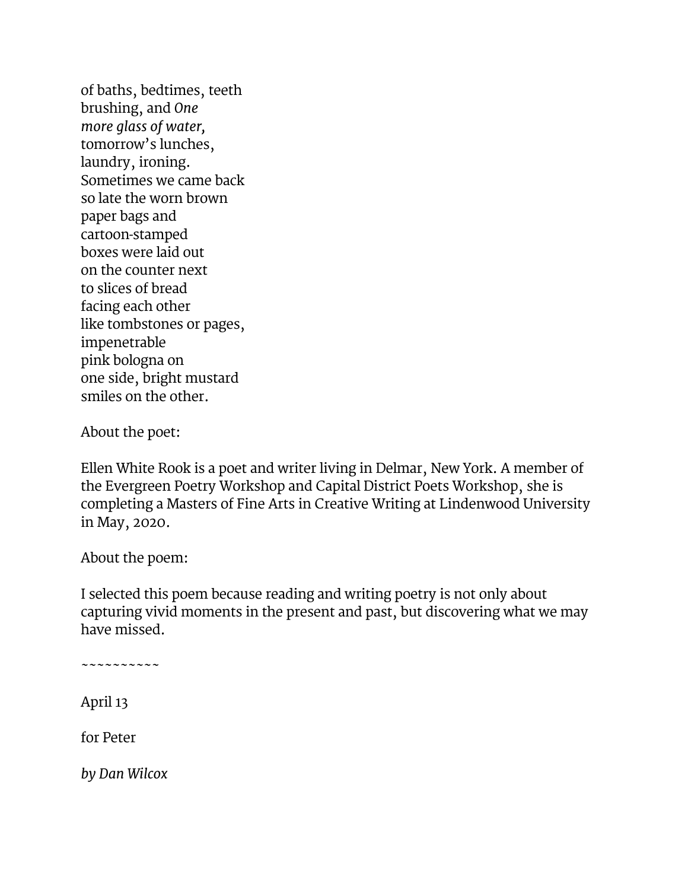of baths, bedtimes, teeth  
brushing, and *One*  
*more glass of water,*  
tomorrow's lunches,  
laundry, ironing.  
Sometimes we came back  
so late the worn brown  
paper bags and  
cartoon-stamped  
boxes were laid out  
on the counter next  
to slices of bread  
facing each other  
like tombstones or pages,  
impenetrable  
pink bologna on  
one side, bright mustard  
smiles on the other.

About the poet:

Ellen White Rook is a poet and writer living in Delmar, New York. A member of the Evergreen Poetry Workshop and Capital District Poets Workshop, she is completing a Masters of Fine Arts in Creative Writing at Lindenwood University in May, 2020.

About the poem:

I selected this poem because reading and writing poetry is not only about capturing vivid moments in the present and past, but discovering what we may have missed.

~~~~~~~~~~

April 13

for Peter

*by Dan Wilcox*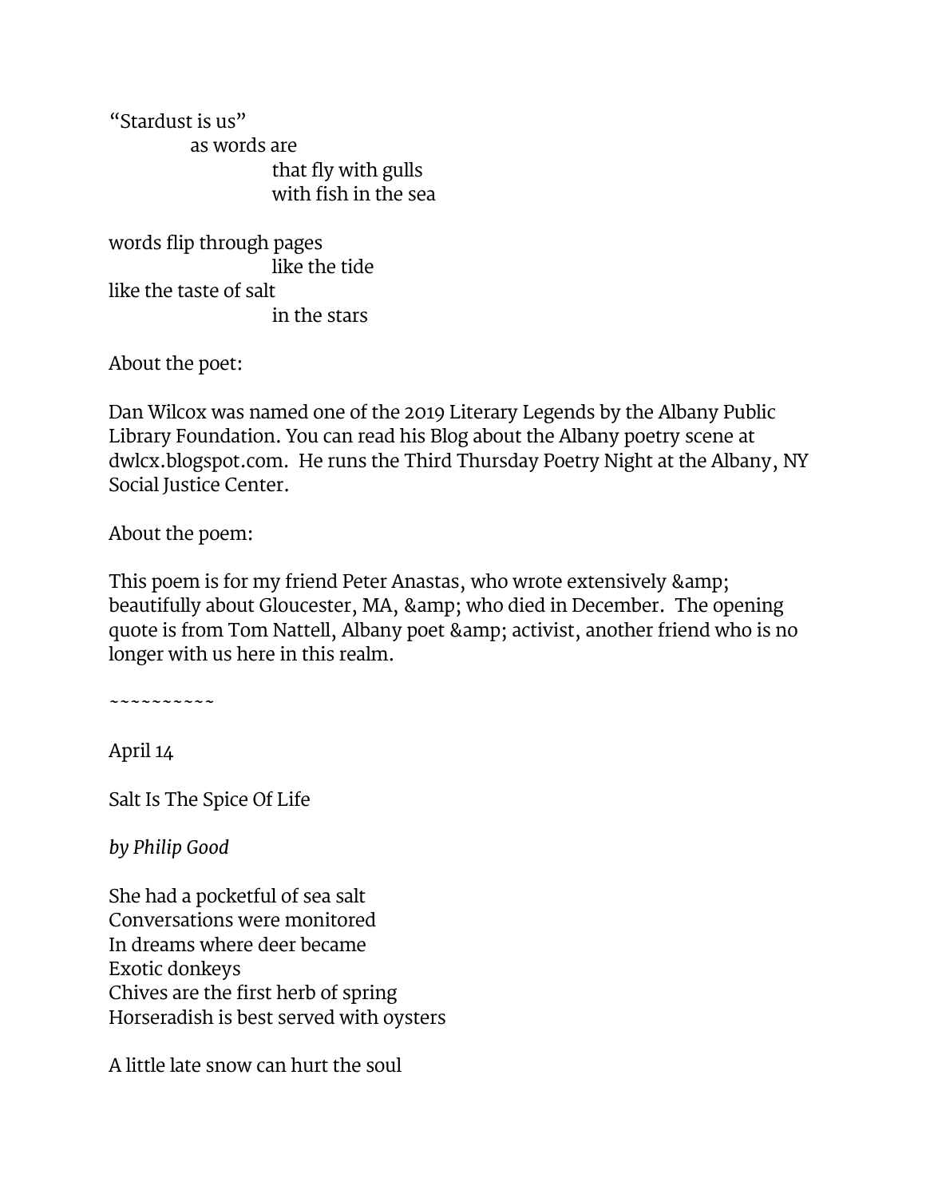"Stardust is us"
    as words are
        that fly with gulls
        with fish in the sea

words flip through pages
        like the tide
like the taste of salt
        in the stars

About the poet:

Dan Wilcox was named one of the 2019 Literary Legends by the Albany Public Library Foundation. You can read his Blog about the Albany poetry scene at dwlcx.blogspot.com. He runs the Third Thursday Poetry Night at the Albany, NY Social Justice Center.

About the poem:

This poem is for my friend Peter Anastas, who wrote extensively &amp; beautifully about Gloucester, MA, &amp; who died in December. The opening quote is from Tom Nattell, Albany poet &amp; activist, another friend who is no longer with us here in this realm.

~~~~~~~~~~~

April 14

Salt Is The Spice Of Life

*by Philip Good*

She had a pocketful of sea salt
Conversations were monitored
In dreams where deer became
Exotic donkeys
Chives are the first herb of spring
Horseradish is best served with oysters

A little late snow can hurt the soul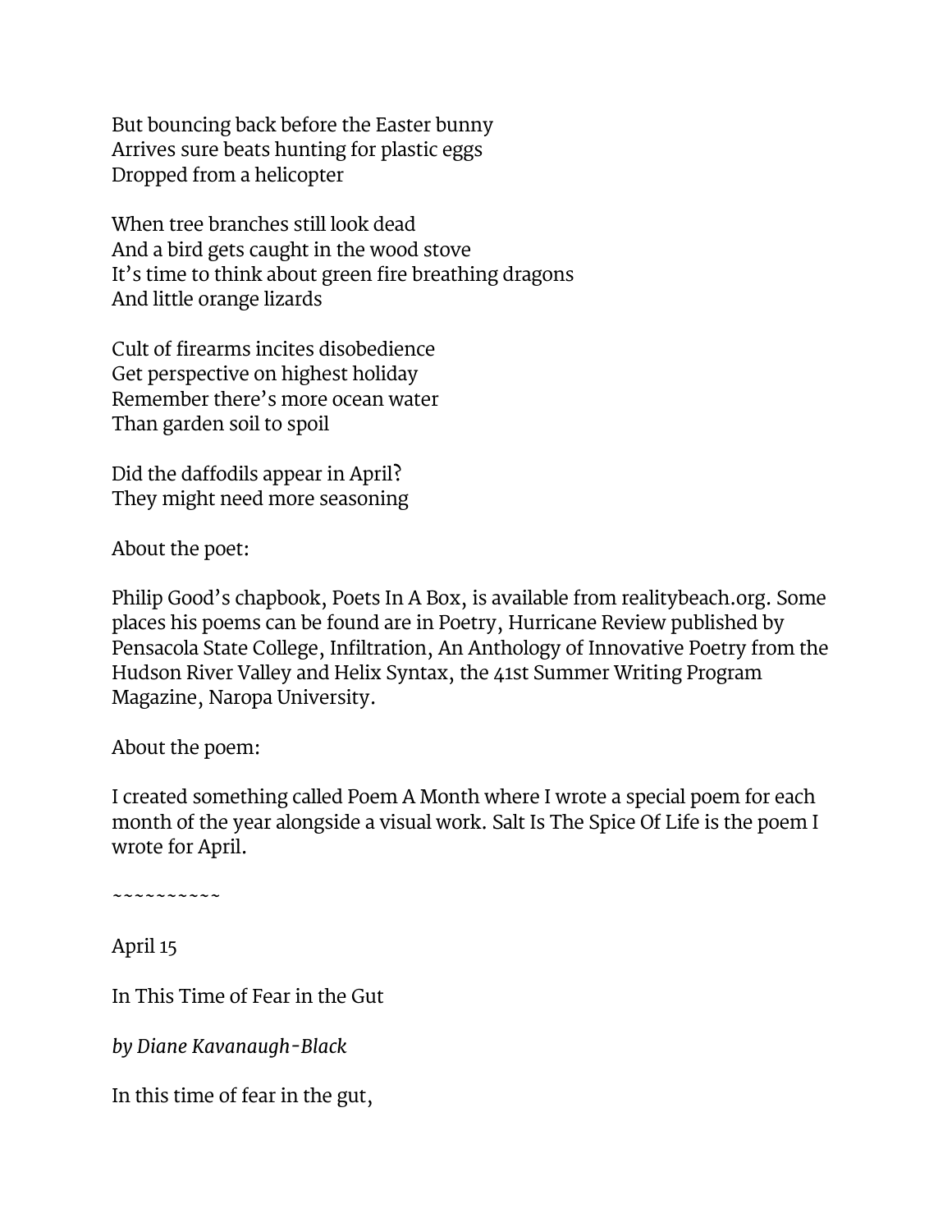But bouncing back before the Easter bunny  
Arrives sure beats hunting for plastic eggs  
Dropped from a helicopter

When tree branches still look dead  
And a bird gets caught in the wood stove  
It's time to think about green fire breathing dragons  
And little orange lizards

Cult of firearms incites disobedience  
Get perspective on highest holiday  
Remember there's more ocean water  
Than garden soil to spoil

Did the daffodils appear in April?  
They might need more seasoning

About the poet:

Philip Good's chapbook, Poets In A Box, is available from realitybeach.org. Some places his poems can be found are in Poetry, Hurricane Review published by Pensacola State College, Infiltration, An Anthology of Innovative Poetry from the Hudson River Valley and Helix Syntax, the 41st Summer Writing Program Magazine, Naropa University.

About the poem:

I created something called Poem A Month where I wrote a special poem for each month of the year alongside a visual work. Salt Is The Spice Of Life is the poem I wrote for April.

~~~~~~~~~~

April 15

In This Time of Fear in the Gut

*by Diane Kavanaugh-Black*

In this time of fear in the gut,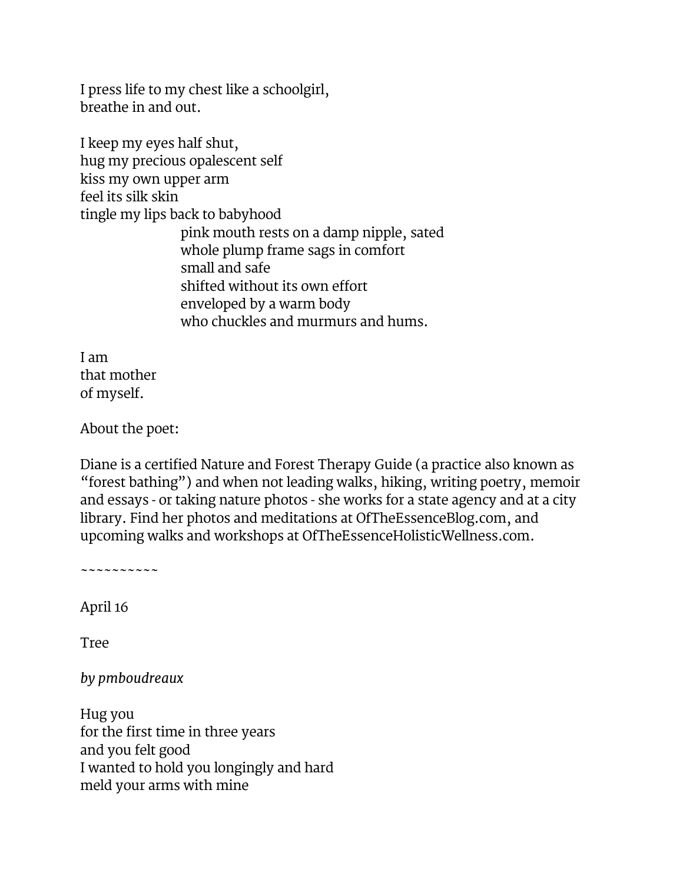I press life to my chest like a schoolgirl,  
breathe in and out.

I keep my eyes half shut,  
hug my precious opalescent self  
kiss my own upper arm  
feel its silk skin  
tingle my lips back to babyhood  
          pink mouth rests on a damp nipple, sated  
          whole plump frame sags in comfort  
          small and safe  
          shifted without its own effort  
          enveloped by a warm body  
          who chuckles and murmurs and hums.

I am  
that mother  
of myself.

About the poet:

Diane is a certified Nature and Forest Therapy Guide (a practice also known as "forest bathing") and when not leading walks, hiking, writing poetry, memoir and essays - or taking nature photos - she works for a state agency and at a city library. Find her photos and meditations at OfTheEssenceBlog.com, and upcoming walks and workshops at OfTheEssenceHolisticWellness.com.

~~~~~~~~~~~

April 16

Tree

*by pmboudreaux*

Hug you  
for the first time in three years  
and you felt good  
I wanted to hold you longingly and hard  
meld your arms with mine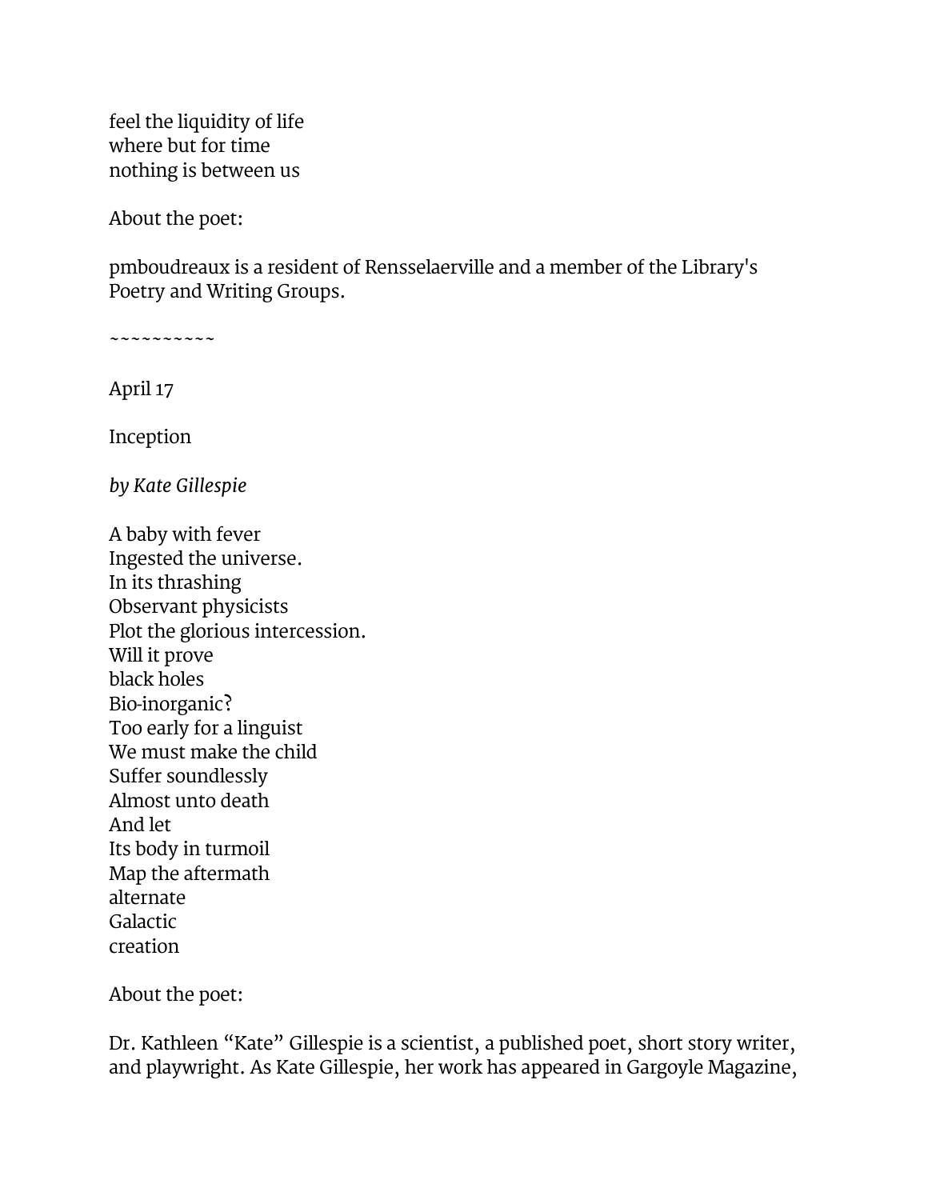feel the liquidity of life  
where but for time  
nothing is between us

About the poet:

pmboudreaux is a resident of Rensselaerville and a member of the Library's Poetry and Writing Groups.

~~~~~~~~~~~

April 17

Inception

*by Kate Gillespie*

A baby with fever  
Ingested the universe.  
In its thrashing  
Observant physicists  
Plot the glorious intercession.  
Will it prove  
black holes  
Bio-inorganic?  
Too early for a linguist  
We must make the child  
Suffer soundlessly  
Almost unto death  
And let  
Its body in turmoil  
Map the aftermath  
alternate  
Galactic  
creation

About the poet:

Dr. Kathleen "Kate" Gillespie is a scientist, a published poet, short story writer, and playwright. As Kate Gillespie, her work has appeared in Gargoyle Magazine,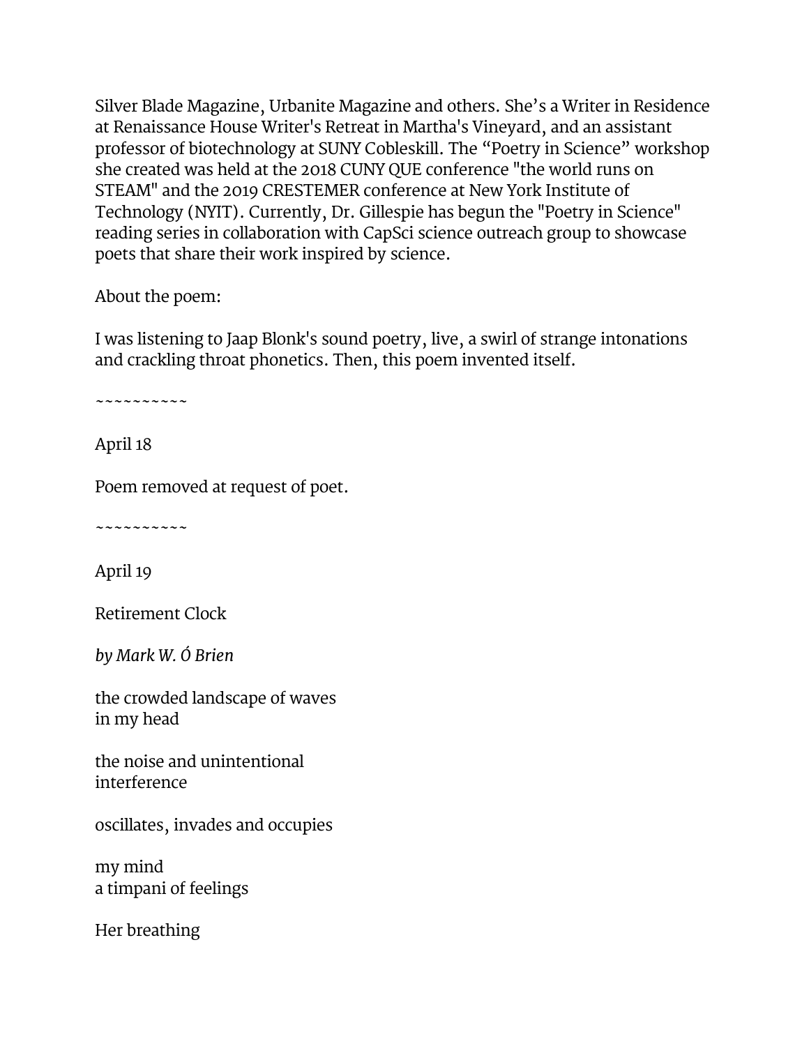Silver Blade Magazine, Urbanite Magazine and others. She's a Writer in Residence at Renaissance House Writer's Retreat in Martha's Vineyard, and an assistant professor of biotechnology at SUNY Cobleskill. The "Poetry in Science" workshop she created was held at the 2018 CUNY QUE conference "the world runs on STEAM" and the 2019 CRESTEMER conference at New York Institute of Technology (NYIT). Currently, Dr. Gillespie has begun the "Poetry in Science" reading series in collaboration with CapSci science outreach group to showcase poets that share their work inspired by science.

About the poem:

I was listening to Jaap Blonk's sound poetry, live, a swirl of strange intonations and crackling throat phonetics. Then, this poem invented itself.

~~~~~~~~~~~

April 18

Poem removed at request of poet.

~~~~~~~~~~~

April 19

Retirement Clock

*by Mark W. Ó Brien*

the crowded landscape of waves  
in my head

the noise and unintentional  
interference

oscillates, invades and occupies

my mind  
a timpani of feelings

Her breathing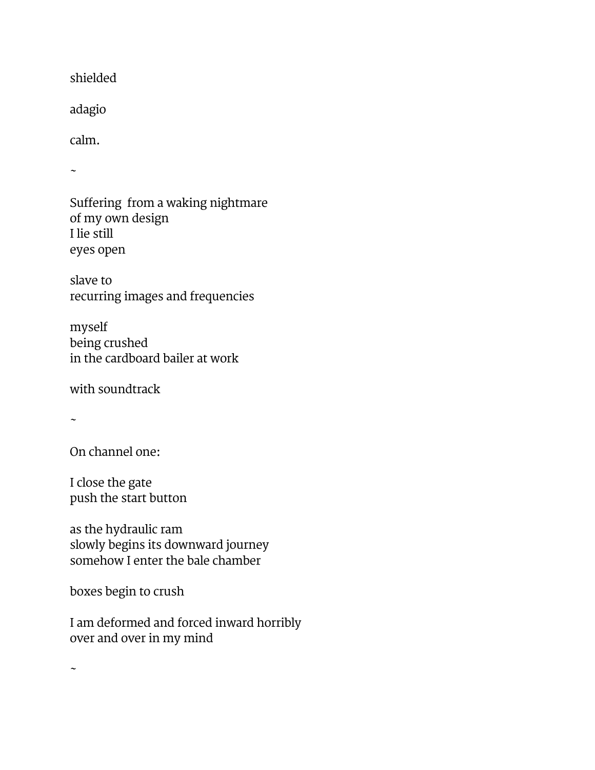shielded

adagio

calm.

~

Suffering  from a waking nightmare  
of my own design  
I lie still  
eyes open

slave to  
recurring images and frequencies

myself  
being crushed  
in the cardboard bailer at work

with soundtrack

~

On channel one:

I close the gate  
push the start button

as the hydraulic ram  
slowly begins its downward journey  
somehow I enter the bale chamber

boxes begin to crush

I am deformed and forced inward horribly  
over and over in my mind

~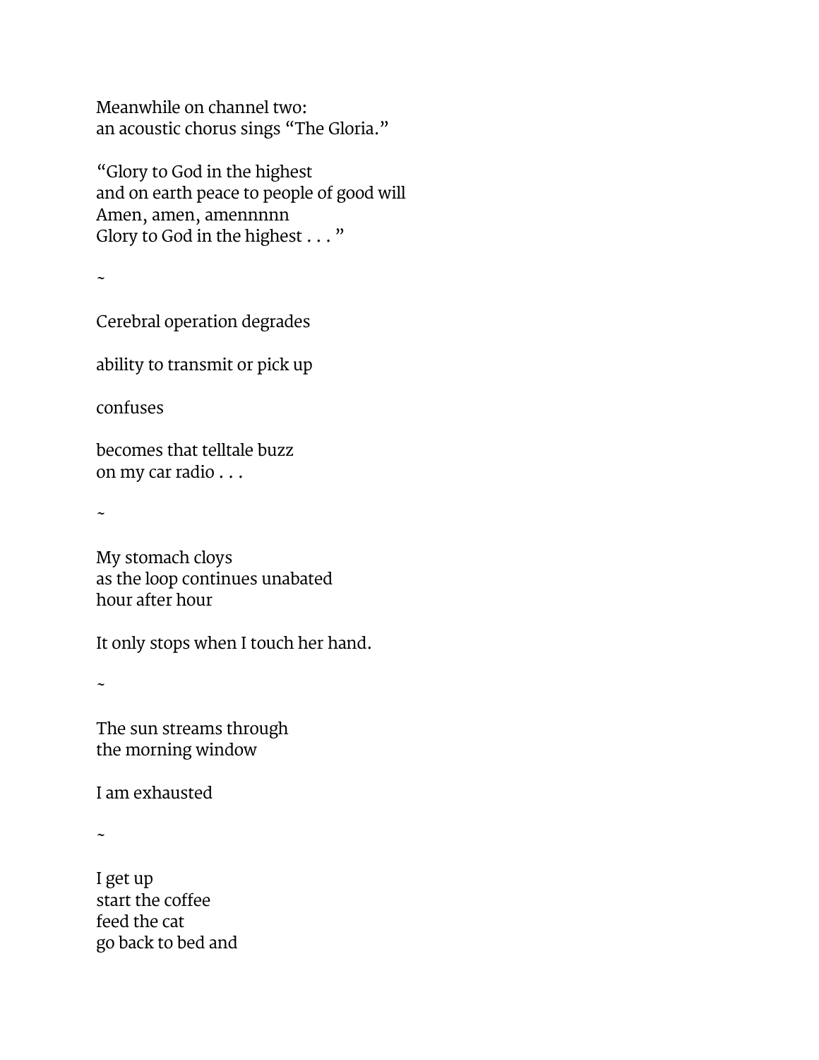Meanwhile on channel two:
an acoustic chorus sings “The Gloria.”

“Glory to God in the highest
and on earth peace to people of good will
Amen, amen, amennnnn
Glory to God in the highest . . . ”

~

Cerebral operation degrades

ability to transmit or pick up

confuses

becomes that telltale buzz
on my car radio . . .

~

My stomach cloys
as the loop continues unabated
hour after hour

It only stops when I touch her hand.

~

The sun streams through
the morning window

I am exhausted

~

I get up
start the coffee
feed the cat
go back to bed and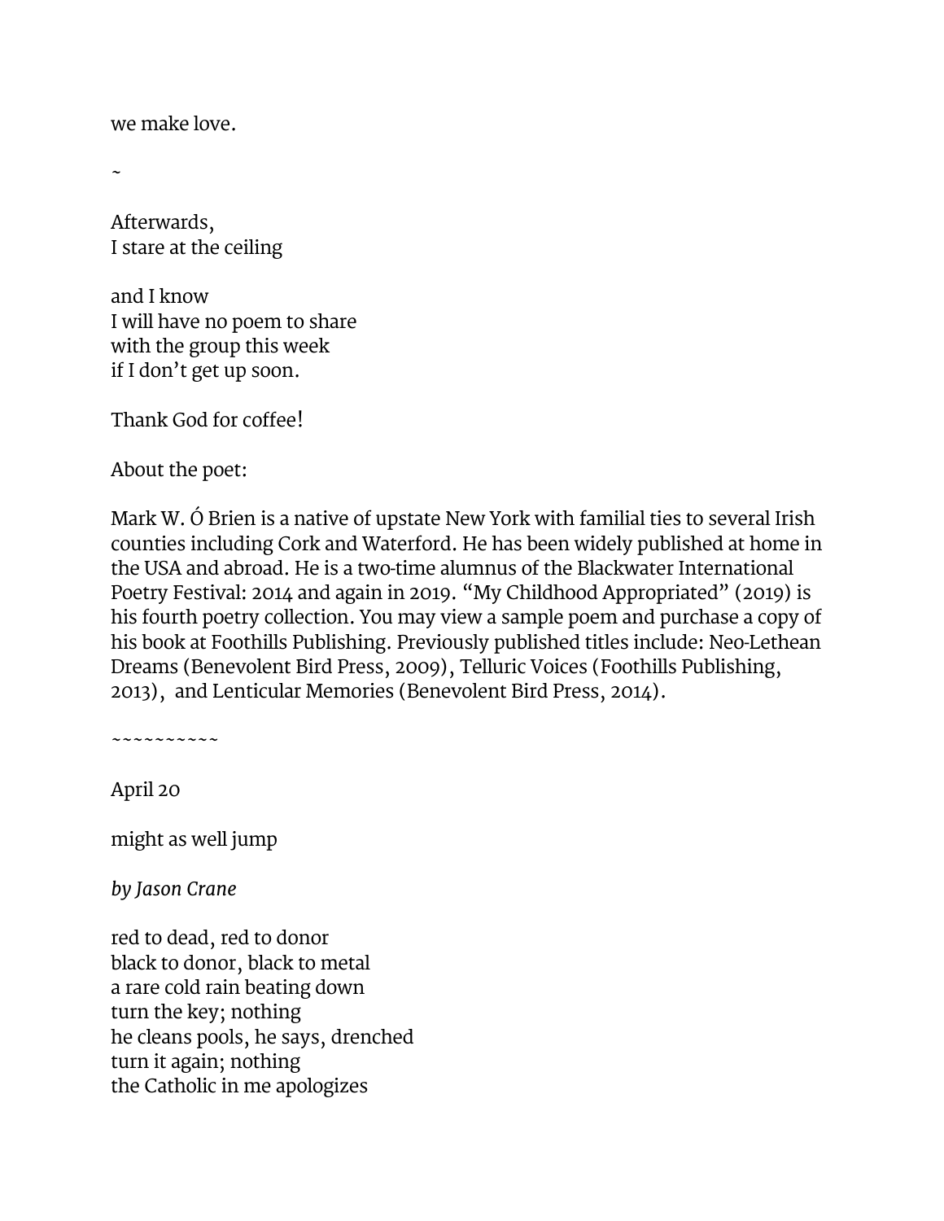we make love.

~

Afterwards,  
I stare at the ceiling

and I know  
I will have no poem to share  
with the group this week  
if I don't get up soon.

Thank God for coffee!

About the poet:

Mark W. Ó Brien is a native of upstate New York with familial ties to several Irish counties including Cork and Waterford. He has been widely published at home in the USA and abroad. He is a two-time alumnus of the Blackwater International Poetry Festival: 2014 and again in 2019. "My Childhood Appropriated" (2019) is his fourth poetry collection. You may view a sample poem and purchase a copy of his book at Foothills Publishing. Previously published titles include: Neo-Lethean Dreams (Benevolent Bird Press, 2009), Telluric Voices (Foothills Publishing, 2013), and Lenticular Memories (Benevolent Bird Press, 2014).

~~~~~~~~~~

April 20

might as well jump

*by Jason Crane*

red to dead, red to donor  
black to donor, black to metal  
a rare cold rain beating down  
turn the key; nothing  
he cleans pools, he says, drenched  
turn it again; nothing  
the Catholic in me apologizes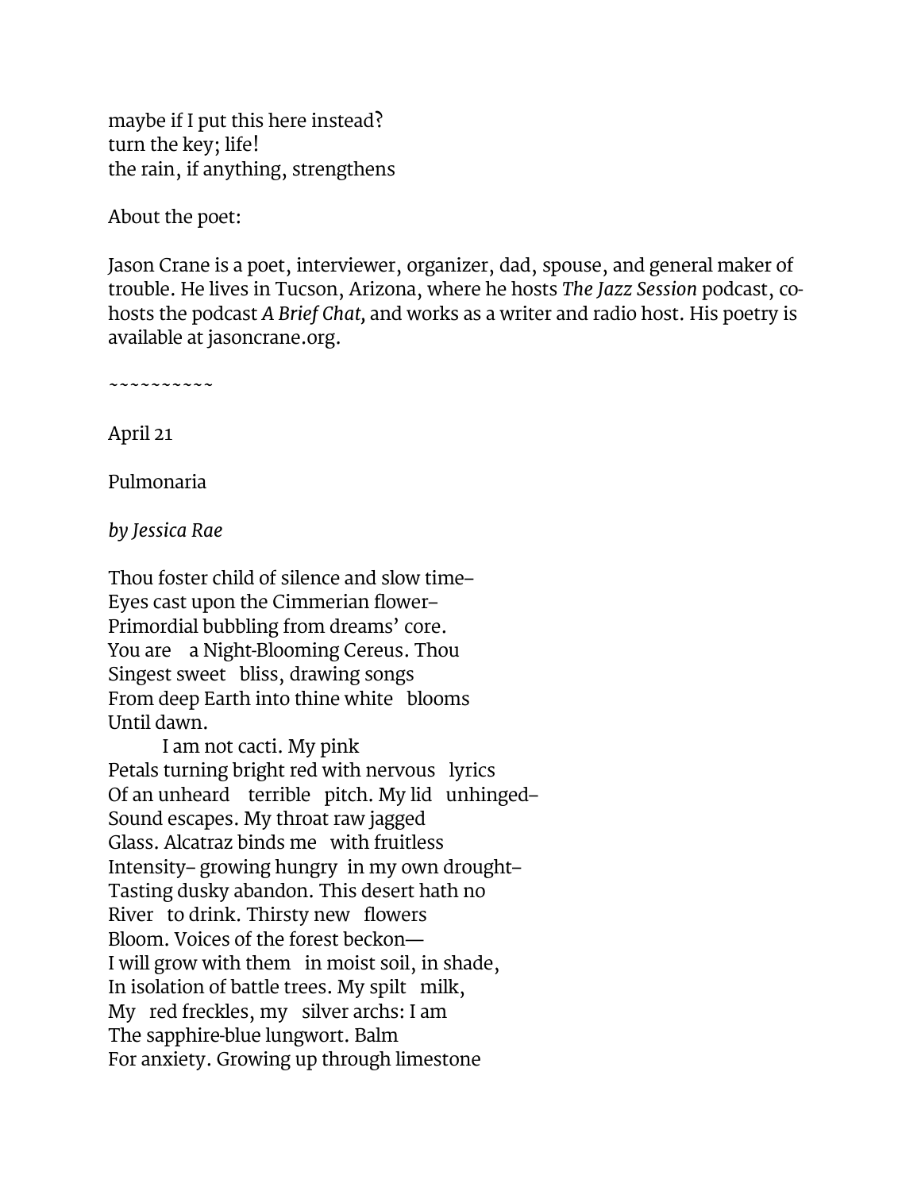maybe if I put this here instead?  
turn the key; life!  
the rain, if anything, strengthens

About the poet:

Jason Crane is a poet, interviewer, organizer, dad, spouse, and general maker of trouble. He lives in Tucson, Arizona, where he hosts *The Jazz Session* podcast, co-hosts the podcast *A Brief Chat,* and works as a writer and radio host. His poetry is available at jasoncrane.org.

~~~~~~~~~~~

April 21

Pulmonaria

*by Jessica Rae*

Thou foster child of silence and slow time–  
Eyes cast upon the Cimmerian flower–  
Primordial bubbling from dreams' core.  
You are   a Night-Blooming Cereus. Thou  
Singest sweet   bliss, drawing songs  
From deep Earth into thine white   blooms  
Until dawn.  
          I am not cacti. My pink  
Petals turning bright red with nervous   lyrics  
Of an unheard   terrible   pitch. My lid   unhinged–  
Sound escapes. My throat raw jagged  
Glass. Alcatraz binds me   with fruitless  
Intensity– growing hungry  in my own drought–  
Tasting dusky abandon. This desert hath no  
River   to drink. Thirsty new   flowers  
Bloom. Voices of the forest beckon—  
I will grow with them   in moist soil, in shade,  
In isolation of battle trees. My spilt   milk,  
My   red freckles, my   silver archs: I am  
The sapphire-blue lungwort. Balm  
For anxiety. Growing up through limestone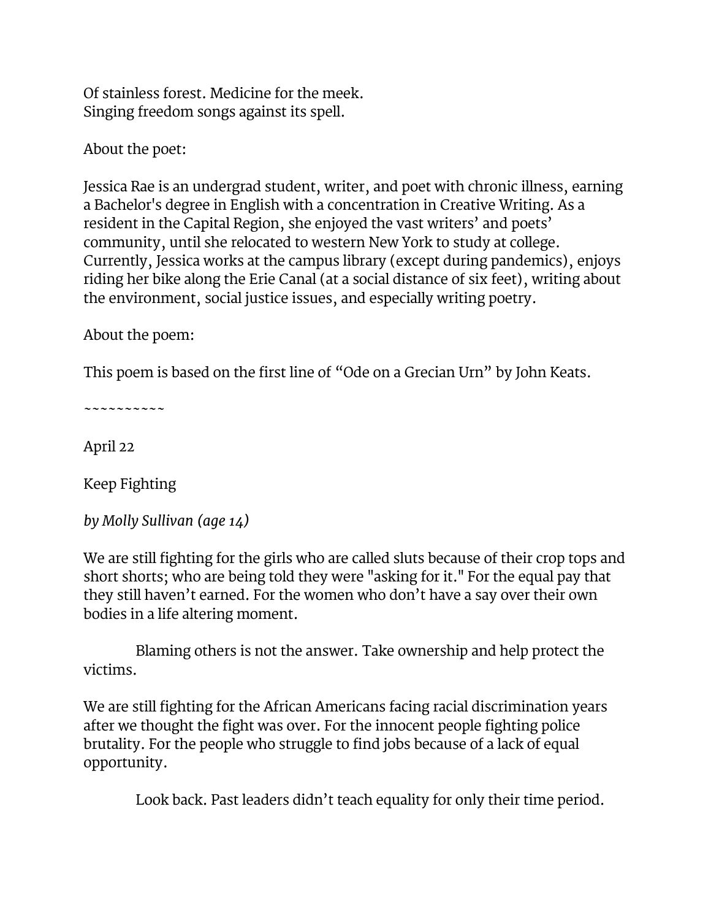Of stainless forest. Medicine for the meek.
Singing freedom songs against its spell.

About the poet:

Jessica Rae is an undergrad student, writer, and poet with chronic illness, earning a Bachelor's degree in English with a concentration in Creative Writing. As a resident in the Capital Region, she enjoyed the vast writers' and poets' community, until she relocated to western New York to study at college. Currently, Jessica works at the campus library (except during pandemics), enjoys riding her bike along the Erie Canal (at a social distance of six feet), writing about the environment, social justice issues, and especially writing poetry.

About the poem:

This poem is based on the first line of "Ode on a Grecian Urn" by John Keats.

~~~~~~~~~~~

April 22

Keep Fighting

*by Molly Sullivan (age 14)*

We are still fighting for the girls who are called sluts because of their crop tops and short shorts; who are being told they were "asking for it." For the equal pay that they still haven't earned. For the women who don't have a say over their own bodies in a life altering moment.

Blaming others is not the answer. Take ownership and help protect the victims.

We are still fighting for the African Americans facing racial discrimination years after we thought the fight was over. For the innocent people fighting police brutality. For the people who struggle to find jobs because of a lack of equal opportunity.

Look back. Past leaders didn't teach equality for only their time period.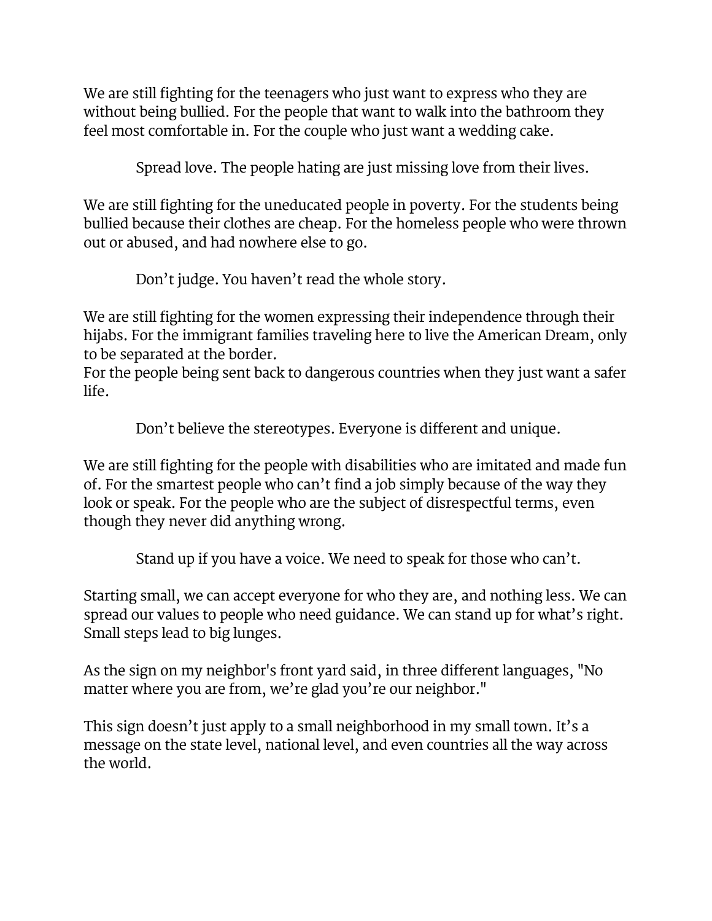We are still fighting for the teenagers who just want to express who they are without being bullied. For the people that want to walk into the bathroom they feel most comfortable in. For the couple who just want a wedding cake.

Spread love. The people hating are just missing love from their lives.

We are still fighting for the uneducated people in poverty. For the students being bullied because their clothes are cheap. For the homeless people who were thrown out or abused, and had nowhere else to go.

Don't judge. You haven't read the whole story.

We are still fighting for the women expressing their independence through their hijabs. For the immigrant families traveling here to live the American Dream, only to be separated at the border.
For the people being sent back to dangerous countries when they just want a safer life.

Don't believe the stereotypes. Everyone is different and unique.

We are still fighting for the people with disabilities who are imitated and made fun of. For the smartest people who can't find a job simply because of the way they look or speak. For the people who are the subject of disrespectful terms, even though they never did anything wrong.

Stand up if you have a voice. We need to speak for those who can't.

Starting small, we can accept everyone for who they are, and nothing less. We can spread our values to people who need guidance. We can stand up for what's right. Small steps lead to big lunges.

As the sign on my neighbor's front yard said, in three different languages, "No matter where you are from, we're glad you're our neighbor."

This sign doesn't just apply to a small neighborhood in my small town. It's a message on the state level, national level, and even countries all the way across the world.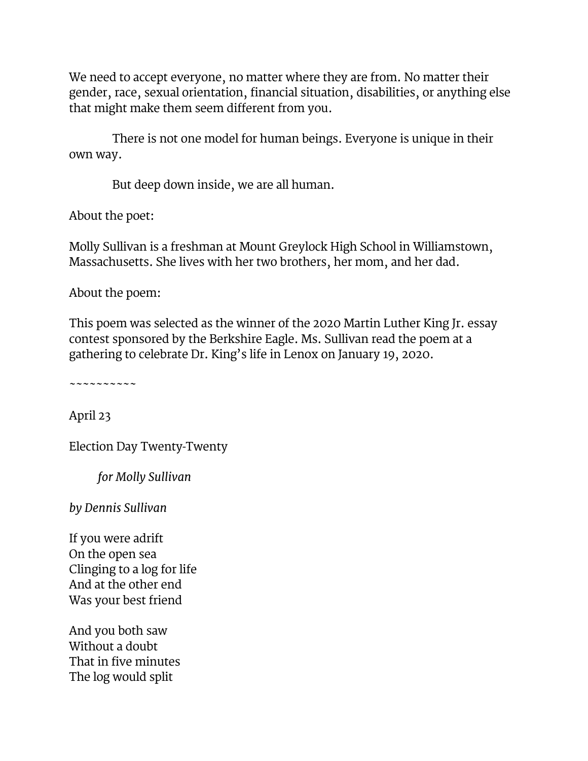We need to accept everyone, no matter where they are from. No matter their gender, race, sexual orientation, financial situation, disabilities, or anything else that might make them seem different from you.

There is not one model for human beings. Everyone is unique in their own way.

But deep down inside, we are all human.

About the poet:

Molly Sullivan is a freshman at Mount Greylock High School in Williamstown, Massachusetts. She lives with her two brothers, her mom, and her dad.

About the poem:

This poem was selected as the winner of the 2020 Martin Luther King Jr. essay contest sponsored by the Berkshire Eagle. Ms. Sullivan read the poem at a gathering to celebrate Dr. King's life in Lenox on January 19, 2020.

~~~~~~~~~~~

April 23

Election Day Twenty-Twenty

*for Molly Sullivan*

*by Dennis Sullivan*

If you were adrift  
On the open sea  
Clinging to a log for life  
And at the other end  
Was your best friend

And you both saw  
Without a doubt  
That in five minutes  
The log would split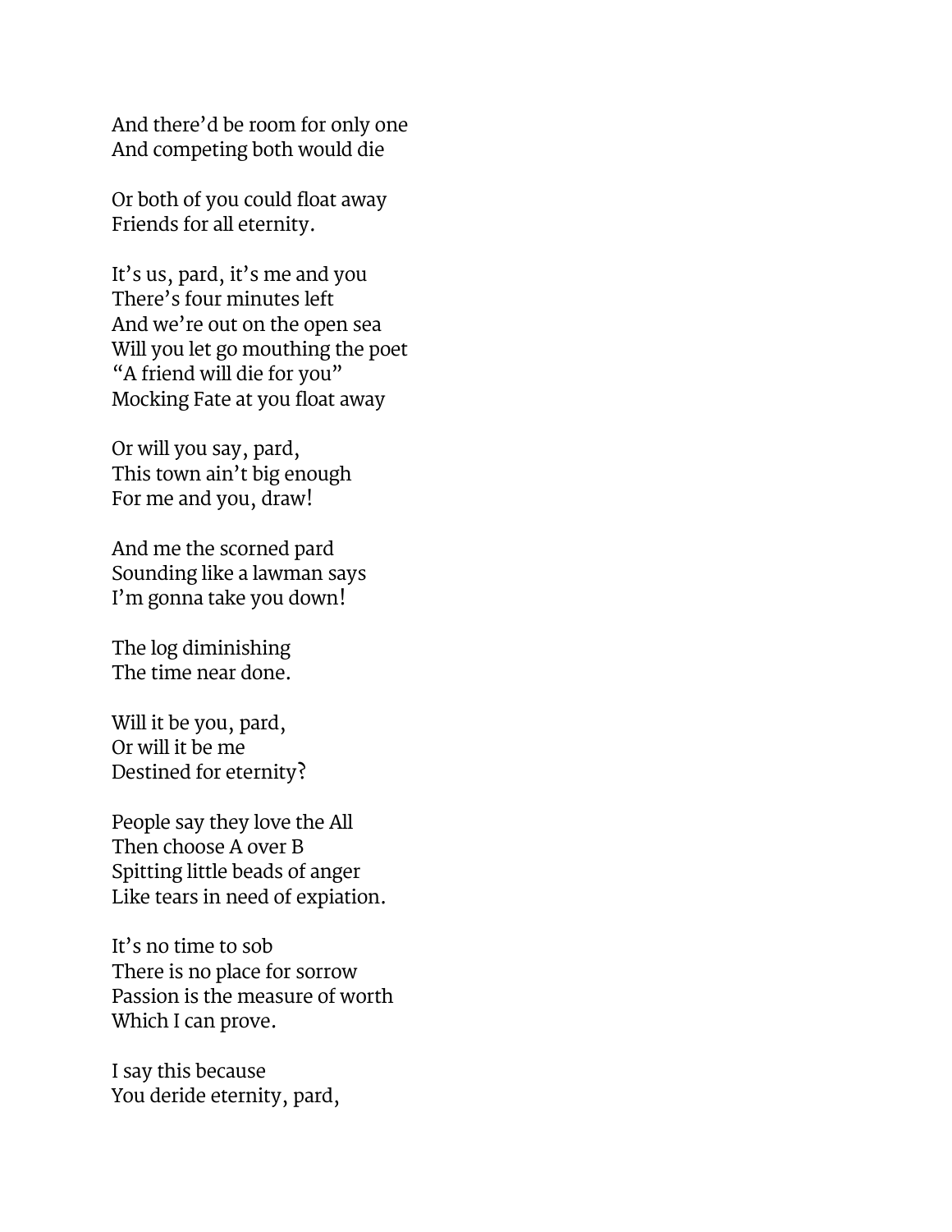And there'd be room for only one  
And competing both would die

Or both of you could float away  
Friends for all eternity.

It's us, pard, it's me and you  
There's four minutes left  
And we're out on the open sea  
Will you let go mouthing the poet  
"A friend will die for you"  
Mocking Fate at you float away

Or will you say, pard,  
This town ain't big enough  
For me and you, draw!

And me the scorned pard  
Sounding like a lawman says  
I'm gonna take you down!

The log diminishing  
The time near done.

Will it be you, pard,  
Or will it be me  
Destined for eternity?

People say they love the All  
Then choose A over B  
Spitting little beads of anger  
Like tears in need of expiation.

It's no time to sob  
There is no place for sorrow  
Passion is the measure of worth  
Which I can prove.

I say this because  
You deride eternity, pard,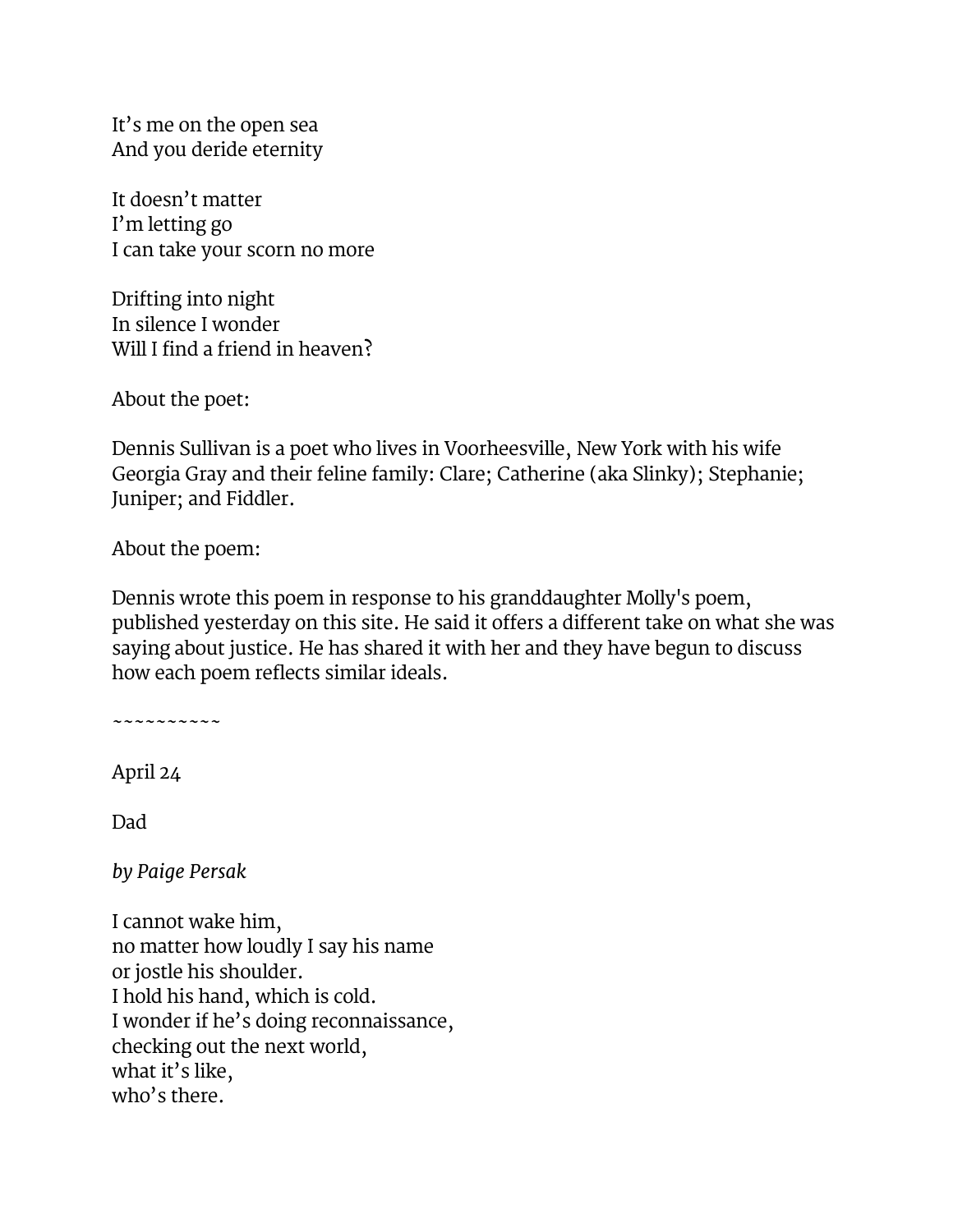It's me on the open sea
And you deride eternity

It doesn't matter
I'm letting go
I can take your scorn no more

Drifting into night
In silence I wonder
Will I find a friend in heaven?

About the poet:

Dennis Sullivan is a poet who lives in Voorheesville, New York with his wife Georgia Gray and their feline family: Clare; Catherine (aka Slinky); Stephanie; Juniper; and Fiddler.

About the poem:

Dennis wrote this poem in response to his granddaughter Molly's poem, published yesterday on this site. He said it offers a different take on what she was saying about justice. He has shared it with her and they have begun to discuss how each poem reflects similar ideals.

~~~~~~~~~~~

April 24

Dad

*by Paige Persak*

I cannot wake him,
no matter how loudly I say his name
or jostle his shoulder.
I hold his hand, which is cold.
I wonder if he's doing reconnaissance,
checking out the next world,
what it's like,
who's there.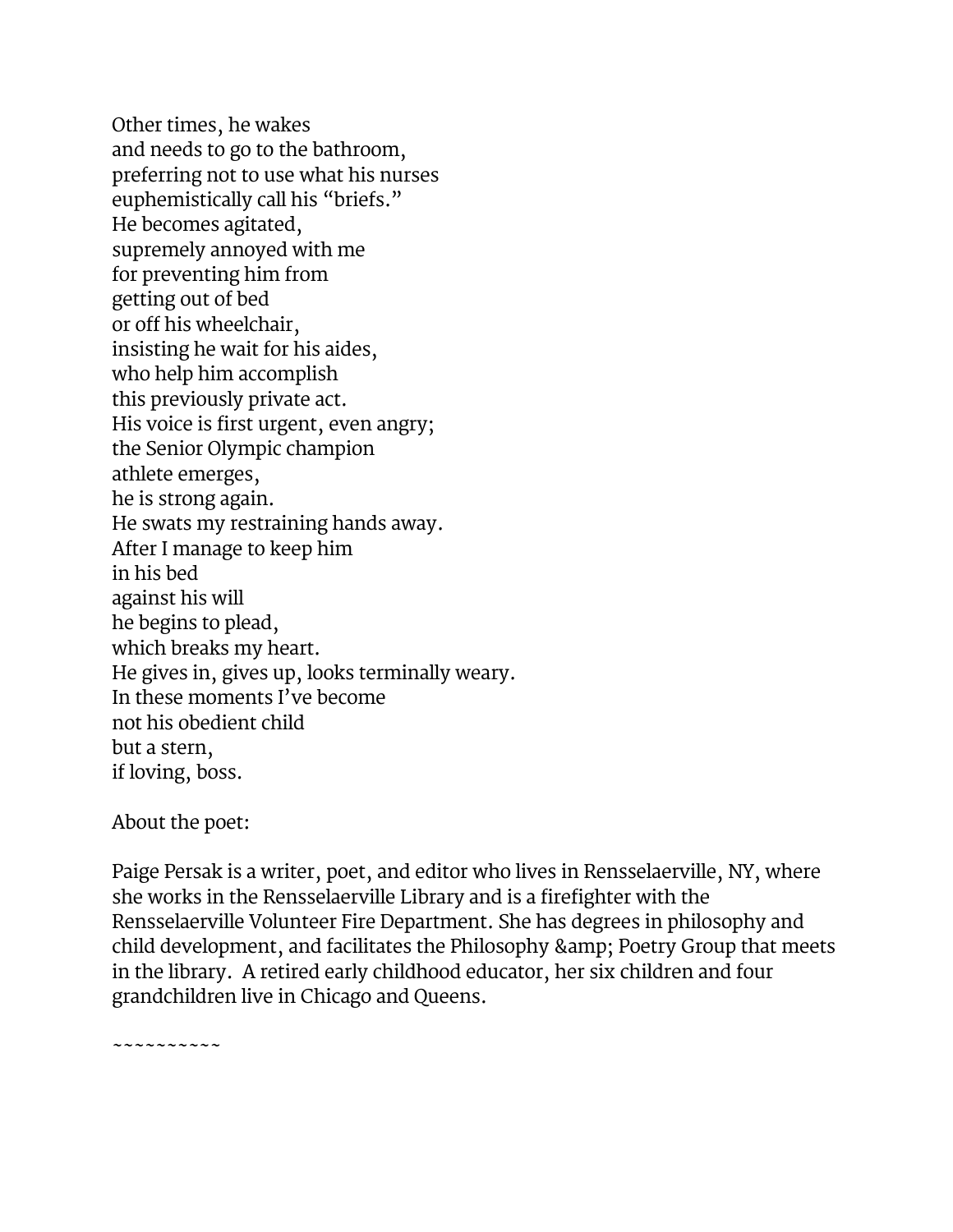Other times, he wakes  
and needs to go to the bathroom,  
preferring not to use what his nurses  
euphemistically call his "briefs."  
He becomes agitated,  
supremely annoyed with me  
for preventing him from  
getting out of bed  
or off his wheelchair,  
insisting he wait for his aides,  
who help him accomplish  
this previously private act.  
His voice is first urgent, even angry;  
the Senior Olympic champion  
athlete emerges,  
he is strong again.  
He swats my restraining hands away.  
After I manage to keep him  
in his bed  
against his will  
he begins to plead,  
which breaks my heart.  
He gives in, gives up, looks terminally weary.  
In these moments I've become  
not his obedient child  
but a stern,  
if loving, boss.

About the poet:

Paige Persak is a writer, poet, and editor who lives in Rensselaerville, NY, where she works in the Rensselaerville Library and is a firefighter with the Rensselaerville Volunteer Fire Department. She has degrees in philosophy and child development, and facilitates the Philosophy &amp; Poetry Group that meets in the library. A retired early childhood educator, her six children and four grandchildren live in Chicago and Queens.

~~~~~~~~~~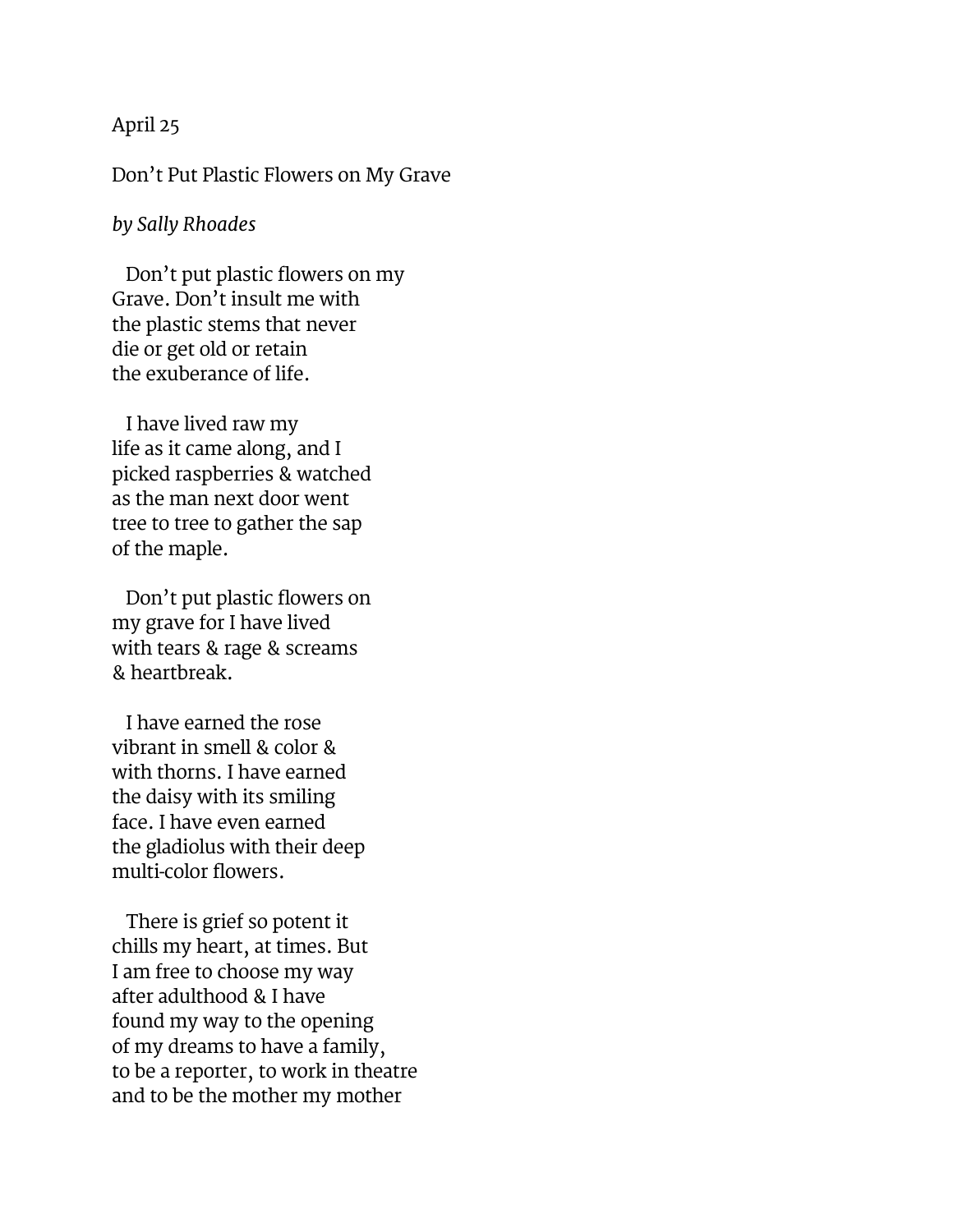April 25

Don't Put Plastic Flowers on My Grave

*by Sally Rhoades*

Don't put plastic flowers on my
Grave. Don't insult me with
the plastic stems that never
die or get old or retain
the exuberance of life.

I have lived raw my
life as it came along, and I
picked raspberries & watched
as the man next door went
tree to tree to gather the sap
of the maple.

Don't put plastic flowers on
my grave for I have lived
with tears & rage & screams
& heartbreak.

I have earned the rose
vibrant in smell & color &
with thorns. I have earned
the daisy with its smiling
face. I have even earned
the gladiolus with their deep
multi-color flowers.

There is grief so potent it
chills my heart, at times. But
I am free to choose my way
after adulthood & I have
found my way to the opening
of my dreams to have a family,
to be a reporter, to work in theatre
and to be the mother my mother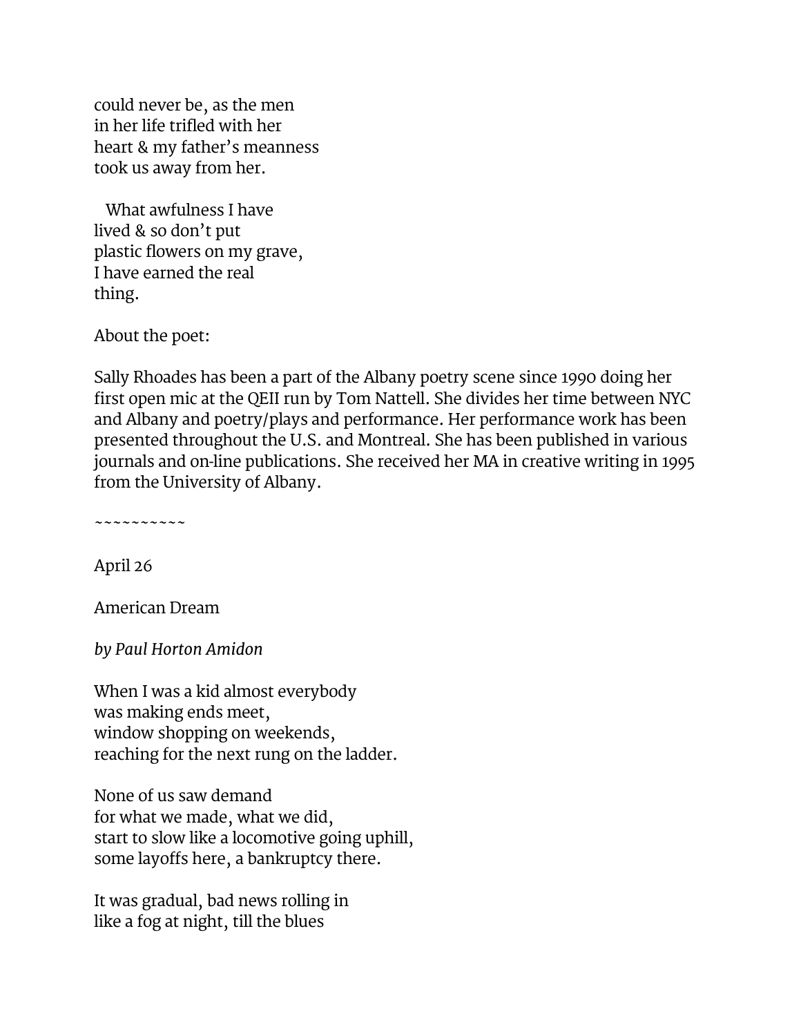could never be, as the men
in her life trifled with her
heart & my father's meanness
took us away from her.

What awfulness I have
lived & so don't put
plastic flowers on my grave,
I have earned the real
thing.

About the poet:

Sally Rhoades has been a part of the Albany poetry scene since 1990 doing her first open mic at the QEII run by Tom Nattell. She divides her time between NYC and Albany and poetry/plays and performance. Her performance work has been presented throughout the U.S. and Montreal. She has been published in various journals and on-line publications. She received her MA in creative writing in 1995 from the University of Albany.

~~~~~~~~~~

April 26

American Dream

*by Paul Horton Amidon*

When I was a kid almost everybody
was making ends meet,
window shopping on weekends,
reaching for the next rung on the ladder.

None of us saw demand
for what we made, what we did,
start to slow like a locomotive going uphill,
some layoffs here, a bankruptcy there.

It was gradual, bad news rolling in
like a fog at night, till the blues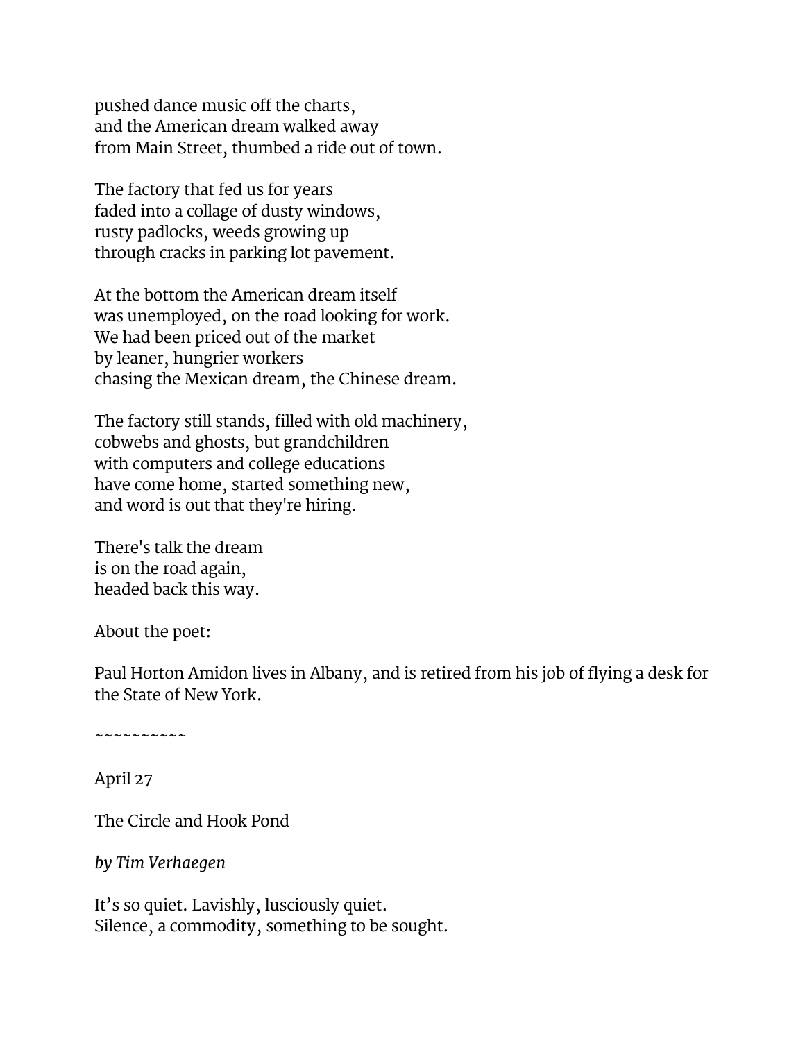pushed dance music off the charts,  
and the American dream walked away  
from Main Street, thumbed a ride out of town.

The factory that fed us for years  
faded into a collage of dusty windows,  
rusty padlocks, weeds growing up  
through cracks in parking lot pavement.

At the bottom the American dream itself  
was unemployed, on the road looking for work.  
We had been priced out of the market  
by leaner, hungrier workers  
chasing the Mexican dream, the Chinese dream.

The factory still stands, filled with old machinery,  
cobwebs and ghosts, but grandchildren  
with computers and college educations  
have come home, started something new,  
and word is out that they're hiring.

There's talk the dream  
is on the road again,  
headed back this way.

About the poet:

Paul Horton Amidon lives in Albany, and is retired from his job of flying a desk for the State of New York.

~~~~~~~~~~

April 27

The Circle and Hook Pond

*by Tim Verhaegen*

It’s so quiet. Lavishly, lusciously quiet.  
Silence, a commodity, something to be sought.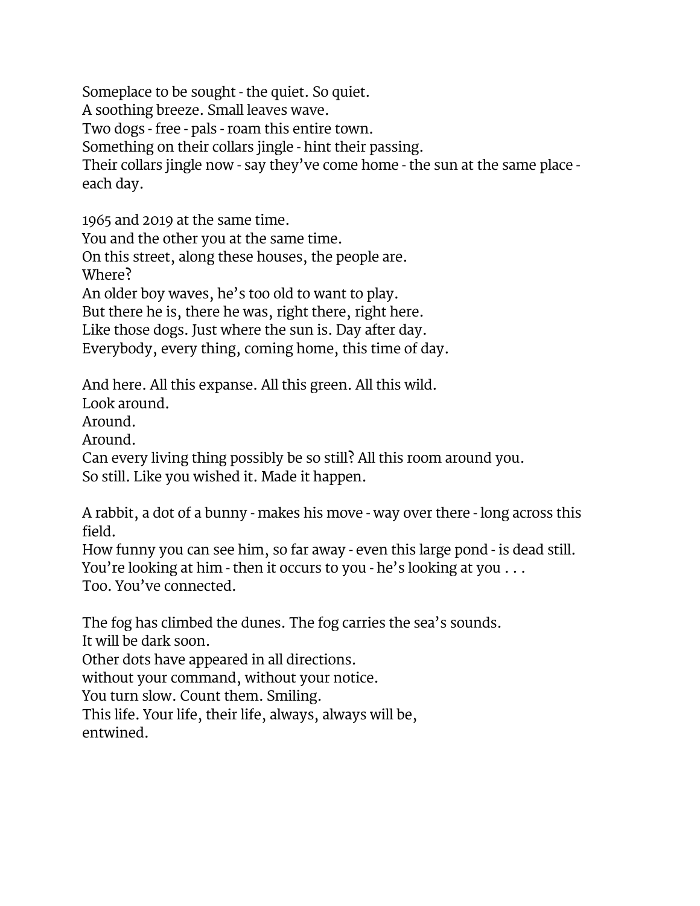Someplace to be sought - the quiet. So quiet.
A soothing breeze. Small leaves wave.
Two dogs - free - pals - roam this entire town.
Something on their collars jingle - hint their passing.
Their collars jingle now - say they've come home - the sun at the same place - each day.

1965 and 2019 at the same time.
You and the other you at the same time.
On this street, along these houses, the people are.
Where?
An older boy waves, he's too old to want to play.
But there he is, there he was, right there, right here.
Like those dogs. Just where the sun is. Day after day.
Everybody, every thing, coming home, this time of day.

And here. All this expanse. All this green. All this wild.
Look around.
Around.
Around.
Can every living thing possibly be so still? All this room around you.
So still. Like you wished it. Made it happen.

A rabbit, a dot of a bunny - makes his move - way over there - long across this field.
How funny you can see him, so far away - even this large pond - is dead still.
You're looking at him - then it occurs to you - he's looking at you . . .
Too. You've connected.

The fog has climbed the dunes. The fog carries the sea's sounds.
It will be dark soon.
Other dots have appeared in all directions.
without your command, without your notice.
You turn slow. Count them. Smiling.
This life. Your life, their life, always, always will be,
entwined.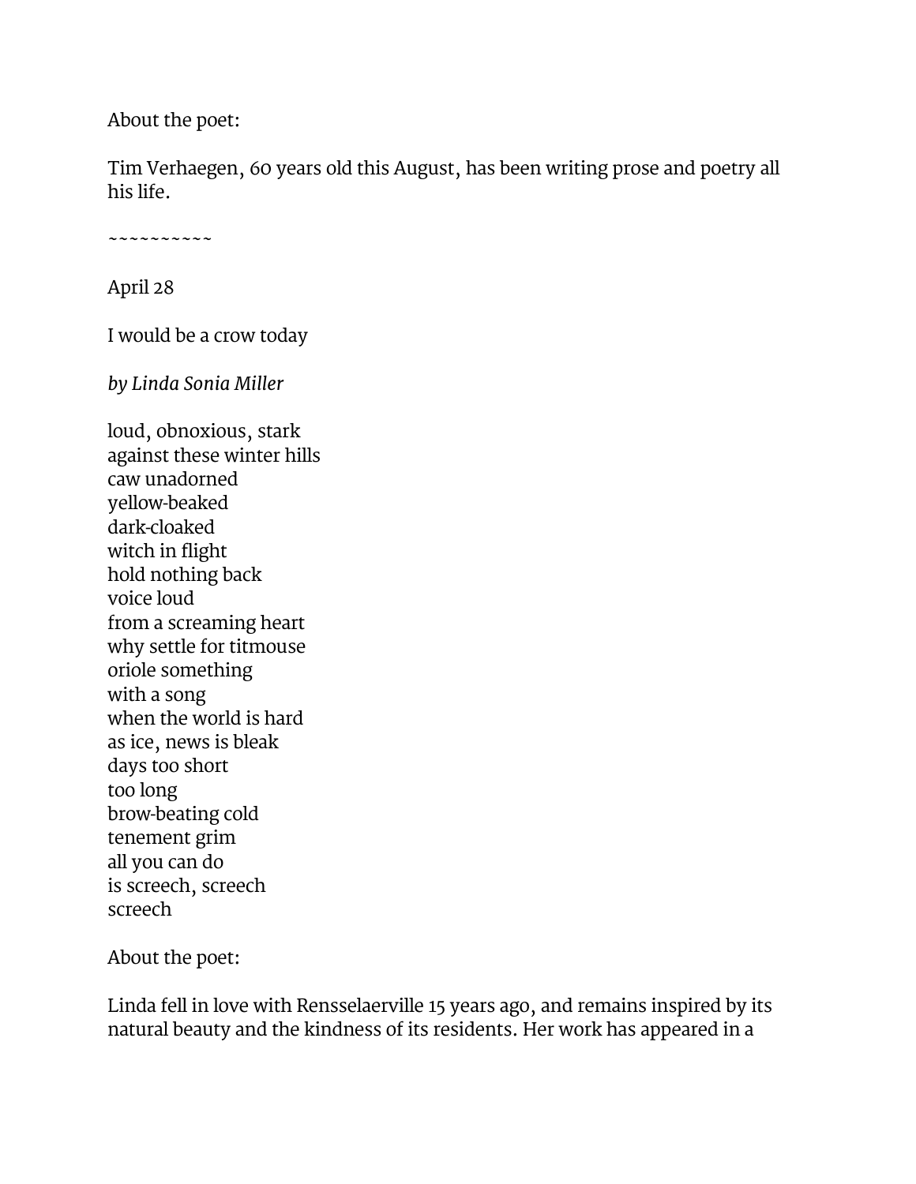About the poet:

Tim Verhaegen, 60 years old this August, has been writing prose and poetry all his life.

~~~~~~~~~~

April 28

I would be a crow today

*by Linda Sonia Miller*

loud, obnoxious, stark  
against these winter hills  
caw unadorned  
yellow-beaked  
dark-cloaked  
witch in flight  
hold nothing back  
voice loud  
from a screaming heart  
why settle for titmouse  
oriole something  
with a song  
when the world is hard  
as ice, news is bleak  
days too short  
too long  
brow-beating cold  
tenement grim  
all you can do  
is screech, screech  
screech

About the poet:

Linda fell in love with Rensselaerville 15 years ago, and remains inspired by its natural beauty and the kindness of its residents. Her work has appeared in a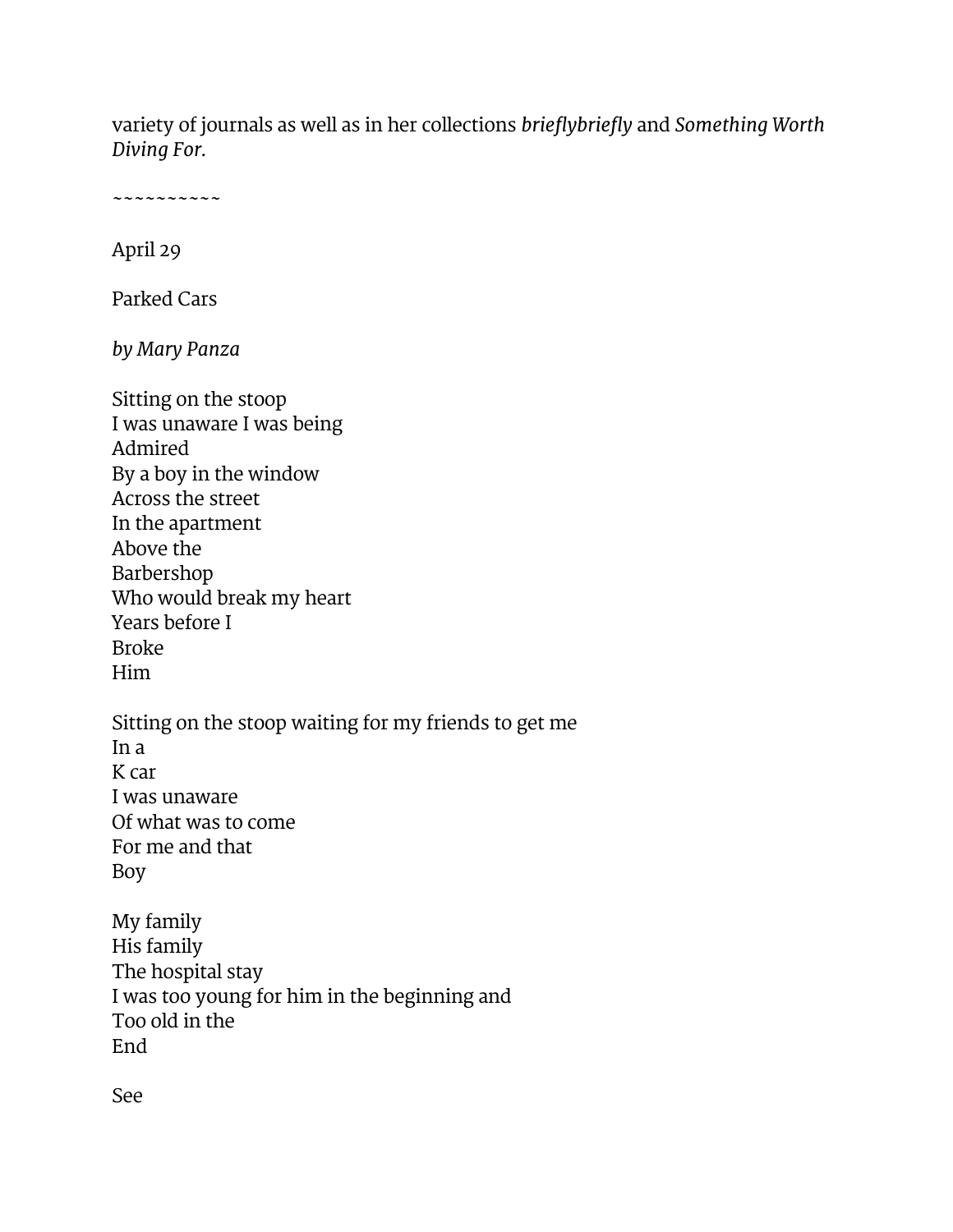variety of journals as well as in her collections *brieflybriefly* and *Something Worth Diving For.*

~~~~~~~~~~~

April 29

Parked Cars

*by Mary Panza*

Sitting on the stoop  
I was unaware I was being  
Admired  
By a boy in the window  
Across the street  
In the apartment  
Above the  
Barbershop  
Who would break my heart  
Years before I  
Broke  
Him

Sitting on the stoop waiting for my friends to get me  
In a  
K car  
I was unaware  
Of what was to come  
For me and that  
Boy

My family  
His family  
The hospital stay  
I was too young for him in the beginning and  
Too old in the  
End

See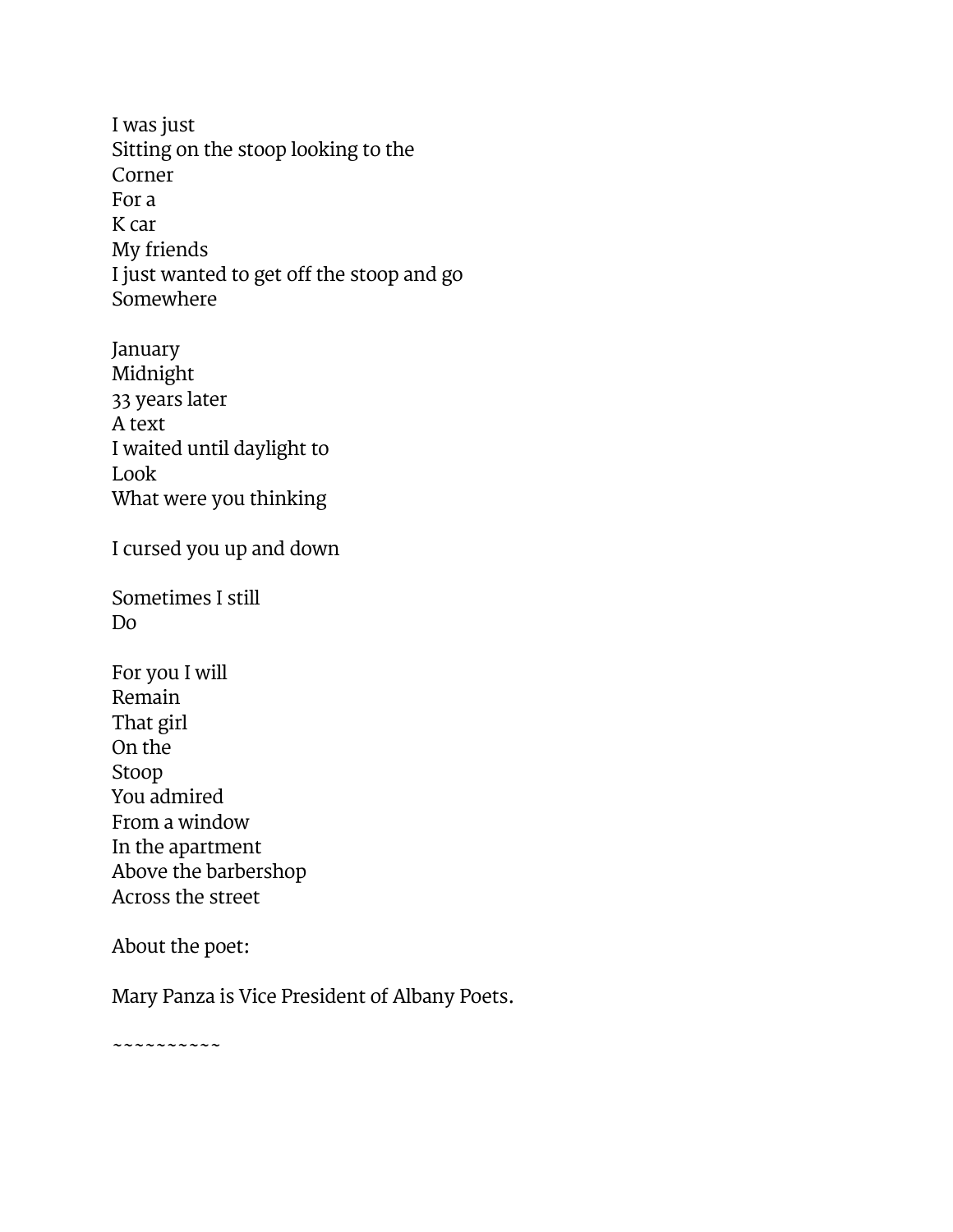I was just  
Sitting on the stoop looking to the  
Corner  
For a  
K car  
My friends  
I just wanted to get off the stoop and go  
Somewhere

January  
Midnight  
33 years later  
A text  
I waited until daylight to  
Look  
What were you thinking

I cursed you up and down

Sometimes I still  
Do

For you I will  
Remain  
That girl  
On the  
Stoop  
You admired  
From a window  
In the apartment  
Above the barbershop  
Across the street

About the poet:

Mary Panza is Vice President of Albany Poets.

~~~~~~~~~~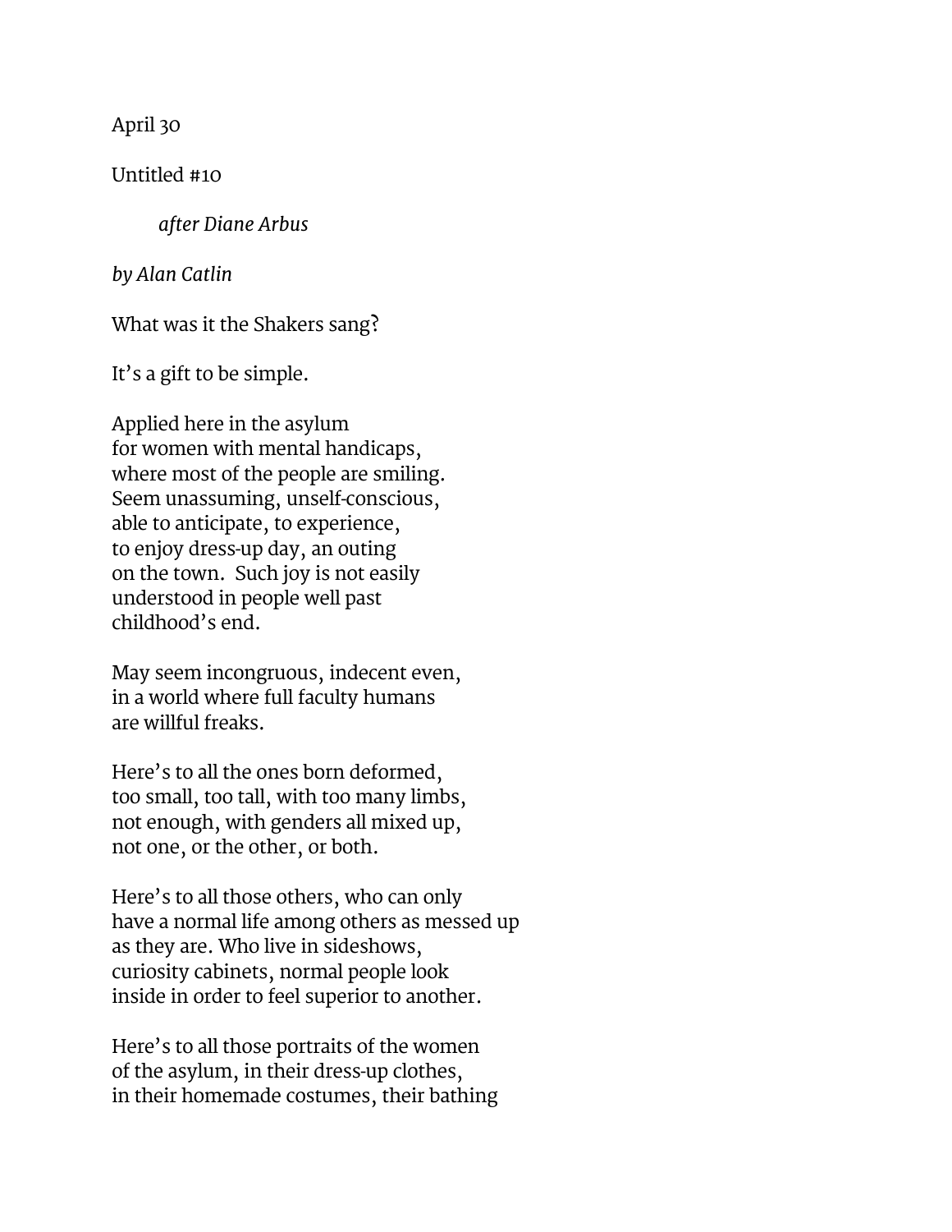April 30

Untitled #10

*after Diane Arbus*

*by Alan Catlin*

What was it the Shakers sang?

It's a gift to be simple.

Applied here in the asylum
for women with mental handicaps,
where most of the people are smiling.
Seem unassuming, unself-conscious,
able to anticipate, to experience,
to enjoy dress-up day, an outing
on the town.  Such joy is not easily
understood in people well past
childhood's end.

May seem incongruous, indecent even,
in a world where full faculty humans
are willful freaks.

Here's to all the ones born deformed,
too small, too tall, with too many limbs,
not enough, with genders all mixed up,
not one, or the other, or both.

Here's to all those others, who can only
have a normal life among others as messed up
as they are. Who live in sideshows,
curiosity cabinets, normal people look
inside in order to feel superior to another.

Here's to all those portraits of the women
of the asylum, in their dress-up clothes,
in their homemade costumes, their bathing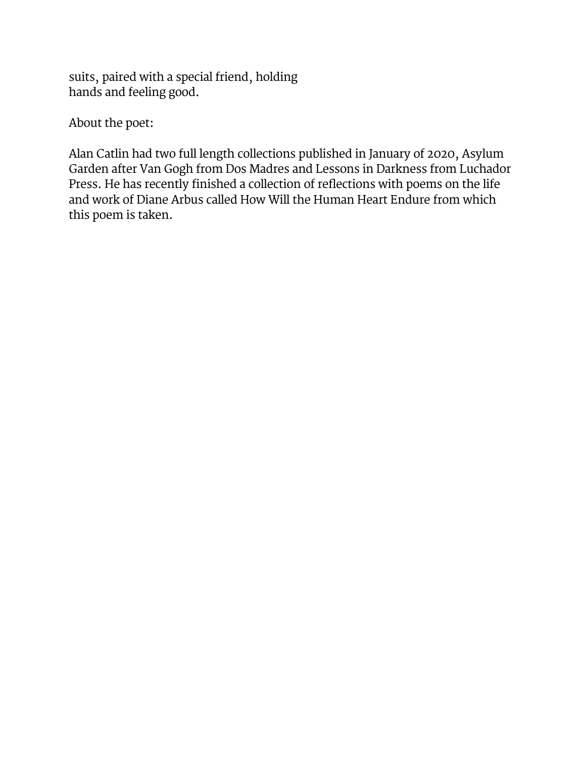suits, paired with a special friend, holding
hands and feeling good.

About the poet:

Alan Catlin had two full length collections published in January of 2020, Asylum Garden after Van Gogh from Dos Madres and Lessons in Darkness from Luchador Press. He has recently finished a collection of reflections with poems on the life and work of Diane Arbus called How Will the Human Heart Endure from which this poem is taken.